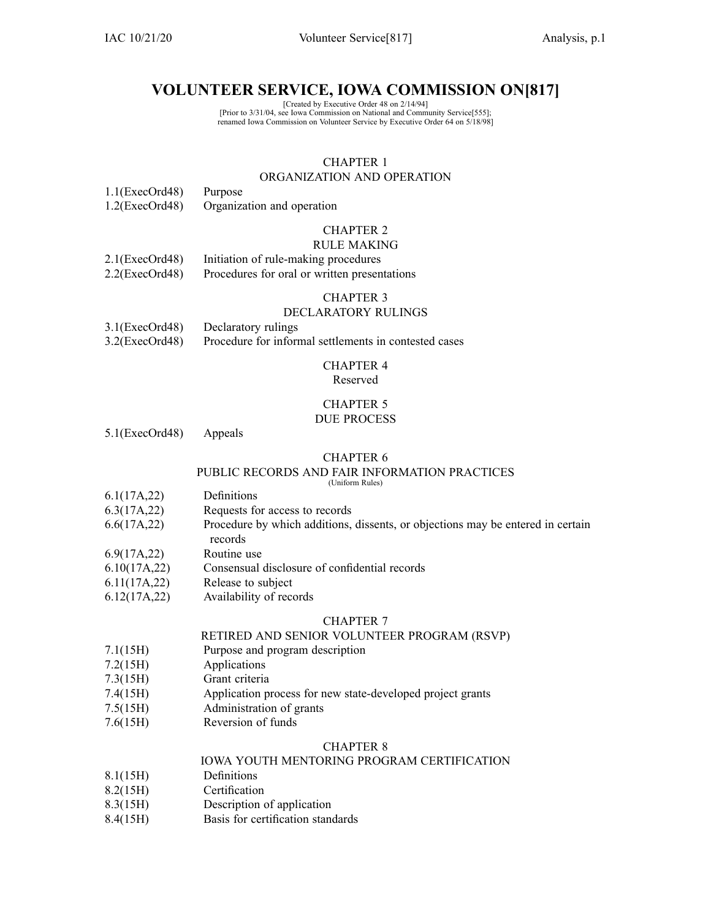# VOLUNTEER SERVICE, IOWA COMMISSION ON[817]

[Created by Executive Order 48 on 2/14/94]
[Prior to 3/31/04, see Iowa Commission on National and Community Service[555];
renamed Iowa Commission on Volunteer Service by Executive Order 64 on 5/18/98]

## CHAPTER 1
## ORGANIZATION AND OPERATION

1.1(ExecOrd48) Purpose
1.2(ExecOrd48) Organization and operation

## CHAPTER 2
## RULE MAKING

2.1(ExecOrd48) Initiation of rule-making procedures
2.2(ExecOrd48) Procedures for oral or written presentations

## CHAPTER 3
## DECLARATORY RULINGS

3.1(ExecOrd48) Declaratory rulings
3.2(ExecOrd48) Procedure for informal settlements in contested cases

## CHAPTER 4
Reserved

## CHAPTER 5
## DUE PROCESS

5.1(ExecOrd48) Appeals

## CHAPTER 6
## PUBLIC RECORDS AND FAIR INFORMATION PRACTICES
(Uniform Rules)

6.1(17A,22) Definitions
6.3(17A,22) Requests for access to records
6.6(17A,22) Procedure by which additions, dissents, or objections may be entered in certain records
6.9(17A,22) Routine use
6.10(17A,22) Consensual disclosure of confidential records
6.11(17A,22) Release to subject
6.12(17A,22) Availability of records

## CHAPTER 7
## RETIRED AND SENIOR VOLUNTEER PROGRAM (RSVP)

7.1(15H) Purpose and program description
7.2(15H) Applications
7.3(15H) Grant criteria
7.4(15H) Application process for new state-developed project grants
7.5(15H) Administration of grants
7.6(15H) Reversion of funds

## CHAPTER 8
## IOWA YOUTH MENTORING PROGRAM CERTIFICATION

8.1(15H) Definitions
8.2(15H) Certification
8.3(15H) Description of application
8.4(15H) Basis for certification standards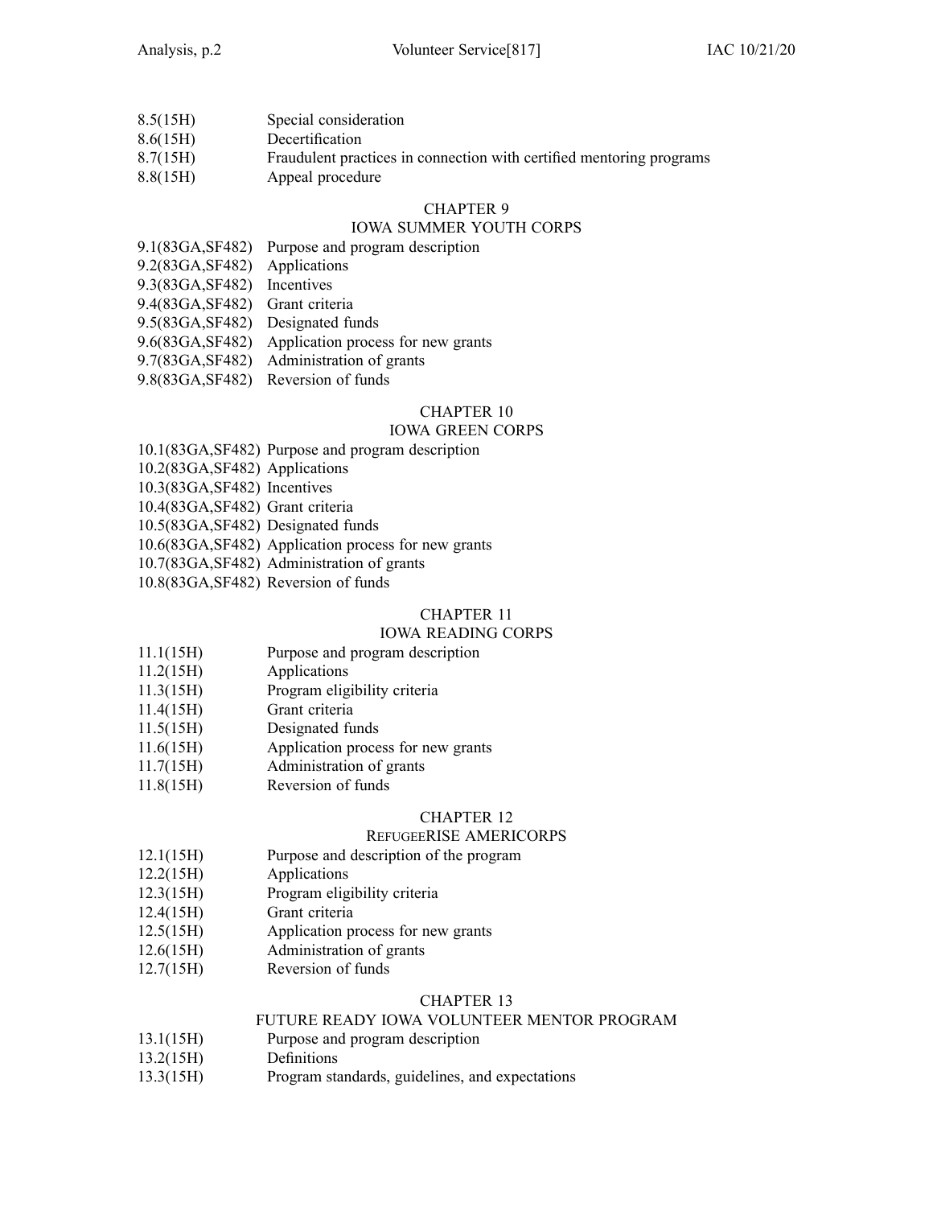8.5(15H) Special consideration
8.6(15H) Decertification
8.7(15H) Fraudulent practices in connection with certified mentoring programs
8.8(15H) Appeal procedure

## CHAPTER 9
## IOWA SUMMER YOUTH CORPS

9.1(83GA,SF482) Purpose and program description
9.2(83GA,SF482) Applications
9.3(83GA,SF482) Incentives
9.4(83GA,SF482) Grant criteria
9.5(83GA,SF482) Designated funds
9.6(83GA,SF482) Application process for new grants
9.7(83GA,SF482) Administration of grants
9.8(83GA,SF482) Reversion of funds

## CHAPTER 10
## IOWA GREEN CORPS

10.1(83GA,SF482) Purpose and program description
10.2(83GA,SF482) Applications
10.3(83GA,SF482) Incentives
10.4(83GA,SF482) Grant criteria
10.5(83GA,SF482) Designated funds
10.6(83GA,SF482) Application process for new grants
10.7(83GA,SF482) Administration of grants
10.8(83GA,SF482) Reversion of funds

## CHAPTER 11
## IOWA READING CORPS

11.1(15H) Purpose and program description
11.2(15H) Applications
11.3(15H) Program eligibility criteria
11.4(15H) Grant criteria
11.5(15H) Designated funds
11.6(15H) Application process for new grants
11.7(15H) Administration of grants
11.8(15H) Reversion of funds

## CHAPTER 12
## REFUGEERISE AMERICORPS

12.1(15H) Purpose and description of the program
12.2(15H) Applications
12.3(15H) Program eligibility criteria
12.4(15H) Grant criteria
12.5(15H) Application process for new grants
12.6(15H) Administration of grants
12.7(15H) Reversion of funds

## CHAPTER 13
## FUTURE READY IOWA VOLUNTEER MENTOR PROGRAM

13.1(15H) Purpose and program description
13.2(15H) Definitions
13.3(15H) Program standards, guidelines, and expectations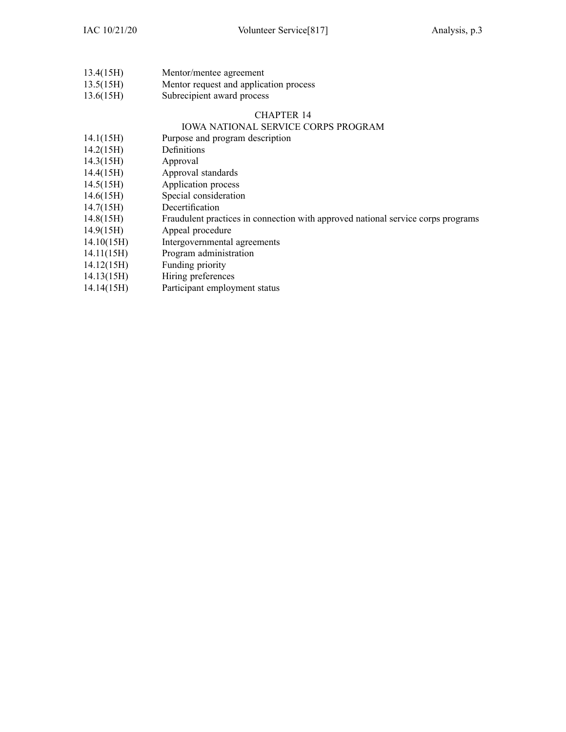13.4(15H) Mentor/mentee agreement
13.5(15H) Mentor request and application process
13.6(15H) Subrecipient award process

## CHAPTER 14
## IOWA NATIONAL SERVICE CORPS PROGRAM

14.1(15H) Purpose and program description
14.2(15H) Definitions
14.3(15H) Approval
14.4(15H) Approval standards
14.5(15H) Application process
14.6(15H) Special consideration
14.7(15H) Decertification
14.8(15H) Fraudulent practices in connection with approved national service corps programs
14.9(15H) Appeal procedure
14.10(15H) Intergovernmental agreements
14.11(15H) Program administration
14.12(15H) Funding priority
14.13(15H) Hiring preferences
14.14(15H) Participant employment status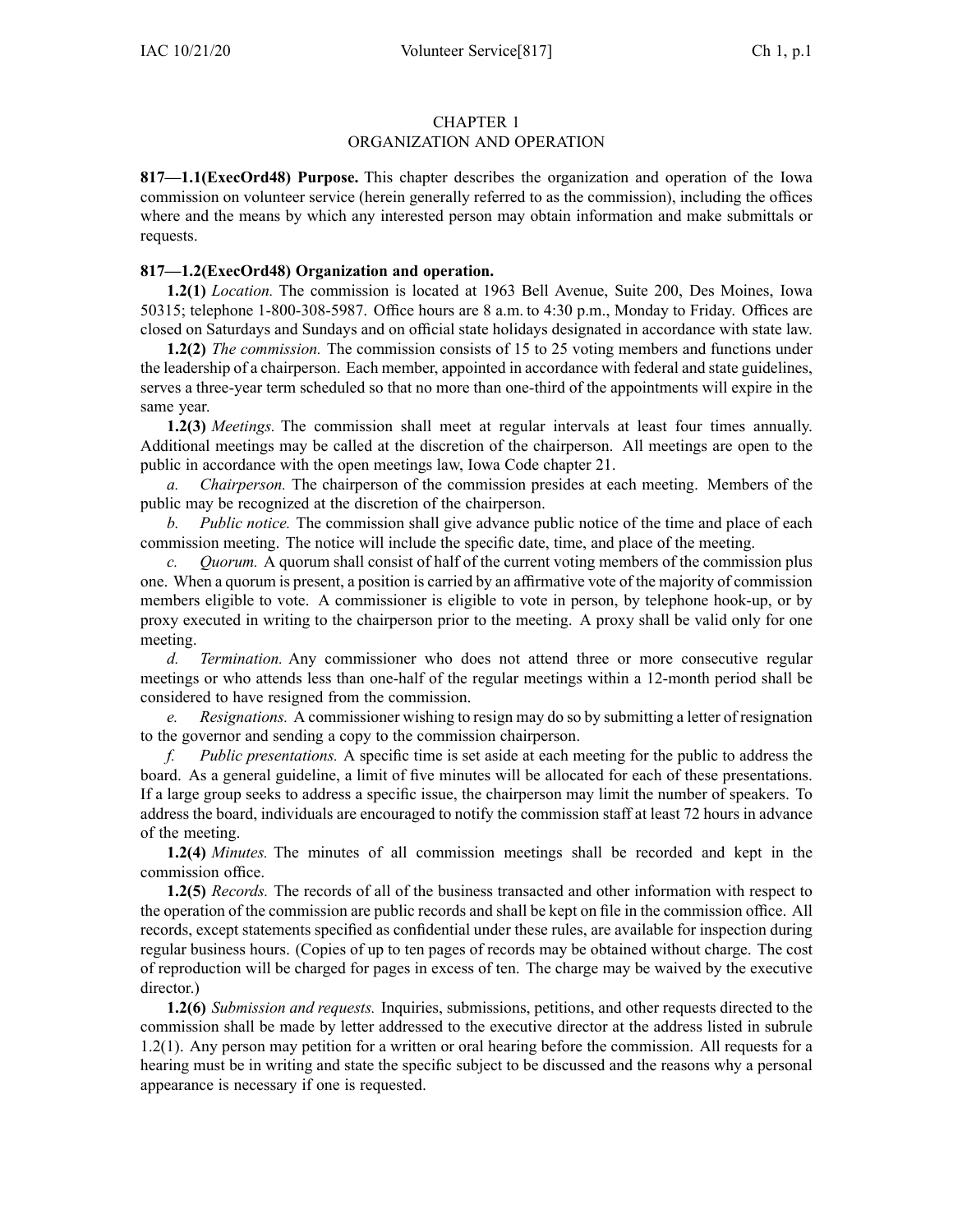# CHAPTER 1
## ORGANIZATION AND OPERATION

**817—1.1(ExecOrd48) Purpose.** This chapter describes the organization and operation of the Iowa commission on volunteer service (herein generally referred to as the commission), including the offices where and the means by which any interested person may obtain information and make submittals or requests.

**817—1.2(ExecOrd48) Organization and operation.**

**1.2(1)** *Location.* The commission is located at 1963 Bell Avenue, Suite 200, Des Moines, Iowa 50315; telephone 1-800-308-5987. Office hours are 8 a.m. to 4:30 p.m., Monday to Friday. Offices are closed on Saturdays and Sundays and on official state holidays designated in accordance with state law.

**1.2(2)** *The commission.* The commission consists of 15 to 25 voting members and functions under the leadership of a chairperson. Each member, appointed in accordance with federal and state guidelines, serves a three-year term scheduled so that no more than one-third of the appointments will expire in the same year.

**1.2(3)** *Meetings.* The commission shall meet at regular intervals at least four times annually. Additional meetings may be called at the discretion of the chairperson. All meetings are open to the public in accordance with the open meetings law, Iowa Code chapter 21.

*a.* *Chairperson.* The chairperson of the commission presides at each meeting. Members of the public may be recognized at the discretion of the chairperson.

*b.* *Public notice.* The commission shall give advance public notice of the time and place of each commission meeting. The notice will include the specific date, time, and place of the meeting.

*c.* *Quorum.* A quorum shall consist of half of the current voting members of the commission plus one. When a quorum is present, a position is carried by an affirmative vote of the majority of commission members eligible to vote. A commissioner is eligible to vote in person, by telephone hook-up, or by proxy executed in writing to the chairperson prior to the meeting. A proxy shall be valid only for one meeting.

*d.* *Termination.* Any commissioner who does not attend three or more consecutive regular meetings or who attends less than one-half of the regular meetings within a 12-month period shall be considered to have resigned from the commission.

*e.* *Resignations.* A commissioner wishing to resign may do so by submitting a letter of resignation to the governor and sending a copy to the commission chairperson.

*f.* *Public presentations.* A specific time is set aside at each meeting for the public to address the board. As a general guideline, a limit of five minutes will be allocated for each of these presentations. If a large group seeks to address a specific issue, the chairperson may limit the number of speakers. To address the board, individuals are encouraged to notify the commission staff at least 72 hours in advance of the meeting.

**1.2(4)** *Minutes.* The minutes of all commission meetings shall be recorded and kept in the commission office.

**1.2(5)** *Records.* The records of all of the business transacted and other information with respect to the operation of the commission are public records and shall be kept on file in the commission office. All records, except statements specified as confidential under these rules, are available for inspection during regular business hours. (Copies of up to ten pages of records may be obtained without charge. The cost of reproduction will be charged for pages in excess of ten. The charge may be waived by the executive director.)

**1.2(6)** *Submission and requests.* Inquiries, submissions, petitions, and other requests directed to the commission shall be made by letter addressed to the executive director at the address listed in subrule 1.2(1). Any person may petition for a written or oral hearing before the commission. All requests for a hearing must be in writing and state the specific subject to be discussed and the reasons why a personal appearance is necessary if one is requested.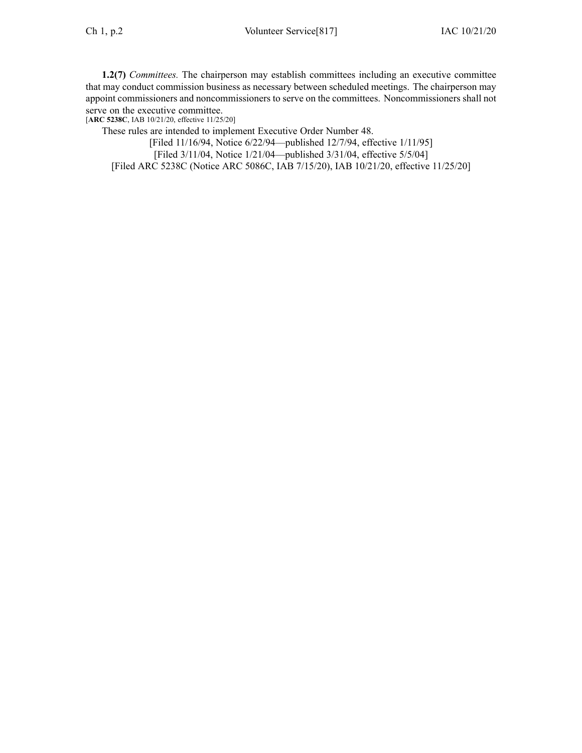**1.2(7)** *Committees.* The chairperson may establish committees including an executive committee that may conduct commission business as necessary between scheduled meetings. The chairperson may appoint commissioners and noncommissioners to serve on the committees. Noncommissioners shall not serve on the executive committee.
[**ARC 5238C**, IAB 10/21/20, effective 11/25/20]

These rules are intended to implement Executive Order Number 48.

[Filed 11/16/94, Notice 6/22/94—published 12/7/94, effective 1/11/95]
[Filed 3/11/04, Notice 1/21/04—published 3/31/04, effective 5/5/04]
[Filed ARC 5238C (Notice ARC 5086C, IAB 7/15/20), IAB 10/21/20, effective 11/25/20]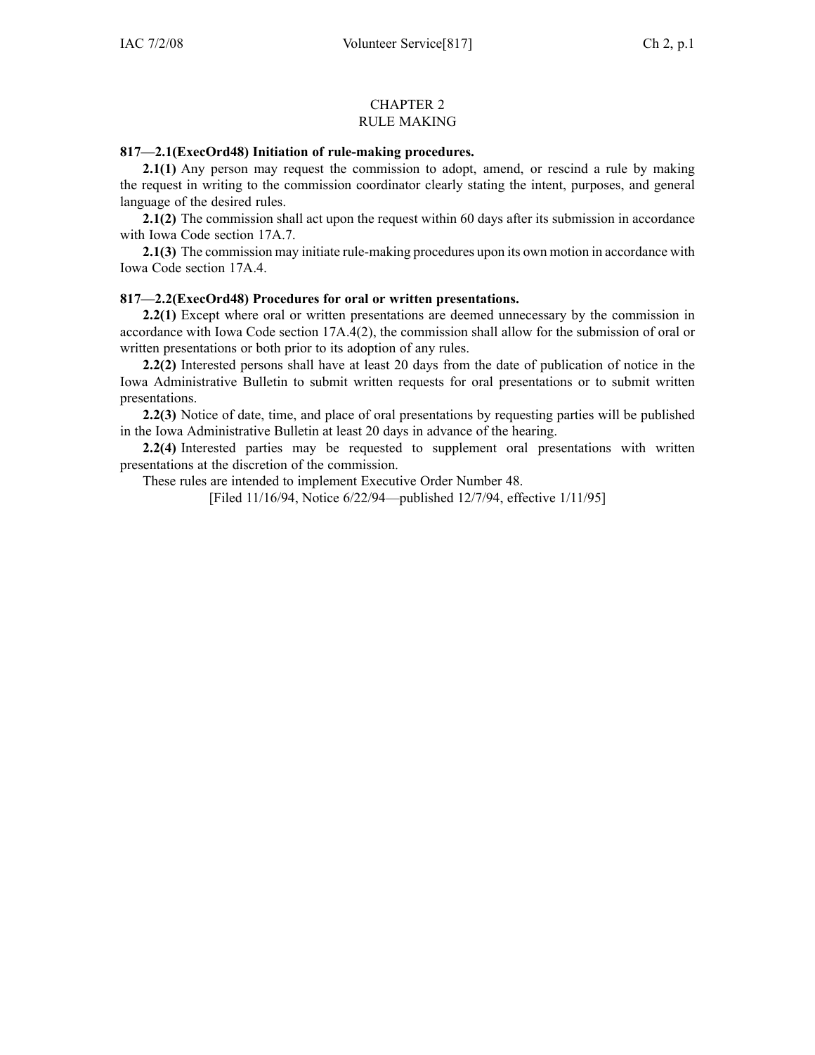# CHAPTER 2
# RULE MAKING

**817—2.1(ExecOrd48) Initiation of rule-making procedures.**

**2.1(1)** Any person may request the commission to adopt, amend, or rescind a rule by making the request in writing to the commission coordinator clearly stating the intent, purposes, and general language of the desired rules.

**2.1(2)** The commission shall act upon the request within 60 days after its submission in accordance with Iowa Code section 17A.7.

**2.1(3)** The commission may initiate rule-making procedures upon its own motion in accordance with Iowa Code section 17A.4.

**817—2.2(ExecOrd48) Procedures for oral or written presentations.**

**2.2(1)** Except where oral or written presentations are deemed unnecessary by the commission in accordance with Iowa Code section 17A.4(2), the commission shall allow for the submission of oral or written presentations or both prior to its adoption of any rules.

**2.2(2)** Interested persons shall have at least 20 days from the date of publication of notice in the Iowa Administrative Bulletin to submit written requests for oral presentations or to submit written presentations.

**2.2(3)** Notice of date, time, and place of oral presentations by requesting parties will be published in the Iowa Administrative Bulletin at least 20 days in advance of the hearing.

**2.2(4)** Interested parties may be requested to supplement oral presentations with written presentations at the discretion of the commission.

These rules are intended to implement Executive Order Number 48.

[Filed 11/16/94, Notice 6/22/94—published 12/7/94, effective 1/11/95]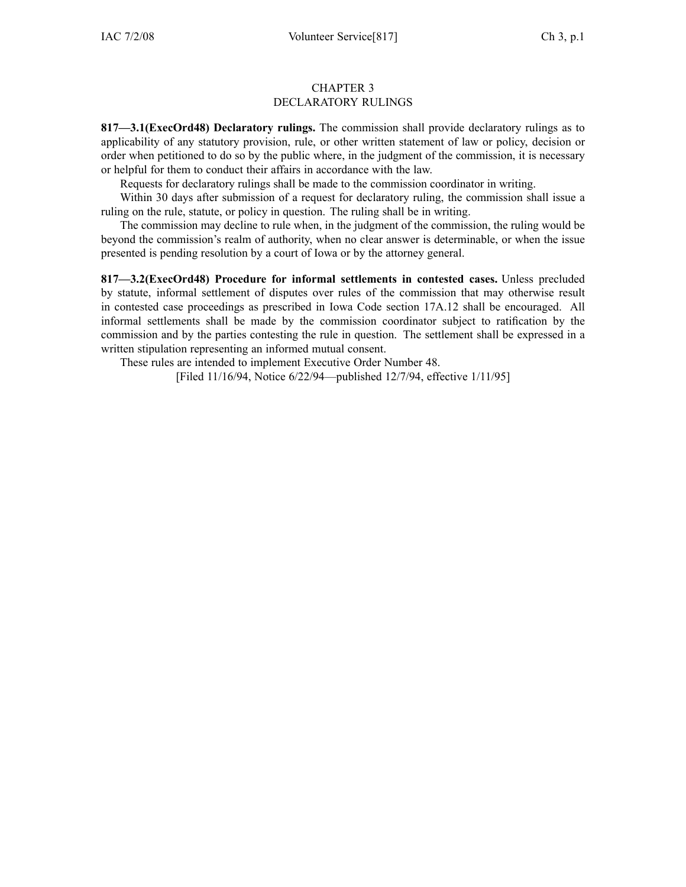# CHAPTER 3
# DECLARATORY RULINGS

**817—3.1(ExecOrd48) Declaratory rulings.** The commission shall provide declaratory rulings as to applicability of any statutory provision, rule, or other written statement of law or policy, decision or order when petitioned to do so by the public where, in the judgment of the commission, it is necessary or helpful for them to conduct their affairs in accordance with the law.

Requests for declaratory rulings shall be made to the commission coordinator in writing.

Within 30 days after submission of a request for declaratory ruling, the commission shall issue a ruling on the rule, statute, or policy in question. The ruling shall be in writing.

The commission may decline to rule when, in the judgment of the commission, the ruling would be beyond the commission's realm of authority, when no clear answer is determinable, or when the issue presented is pending resolution by a court of Iowa or by the attorney general.

**817—3.2(ExecOrd48) Procedure for informal settlements in contested cases.** Unless precluded by statute, informal settlement of disputes over rules of the commission that may otherwise result in contested case proceedings as prescribed in Iowa Code section 17A.12 shall be encouraged. All informal settlements shall be made by the commission coordinator subject to ratification by the commission and by the parties contesting the rule in question. The settlement shall be expressed in a written stipulation representing an informed mutual consent.

These rules are intended to implement Executive Order Number 48.

[Filed 11/16/94, Notice 6/22/94—published 12/7/94, effective 1/11/95]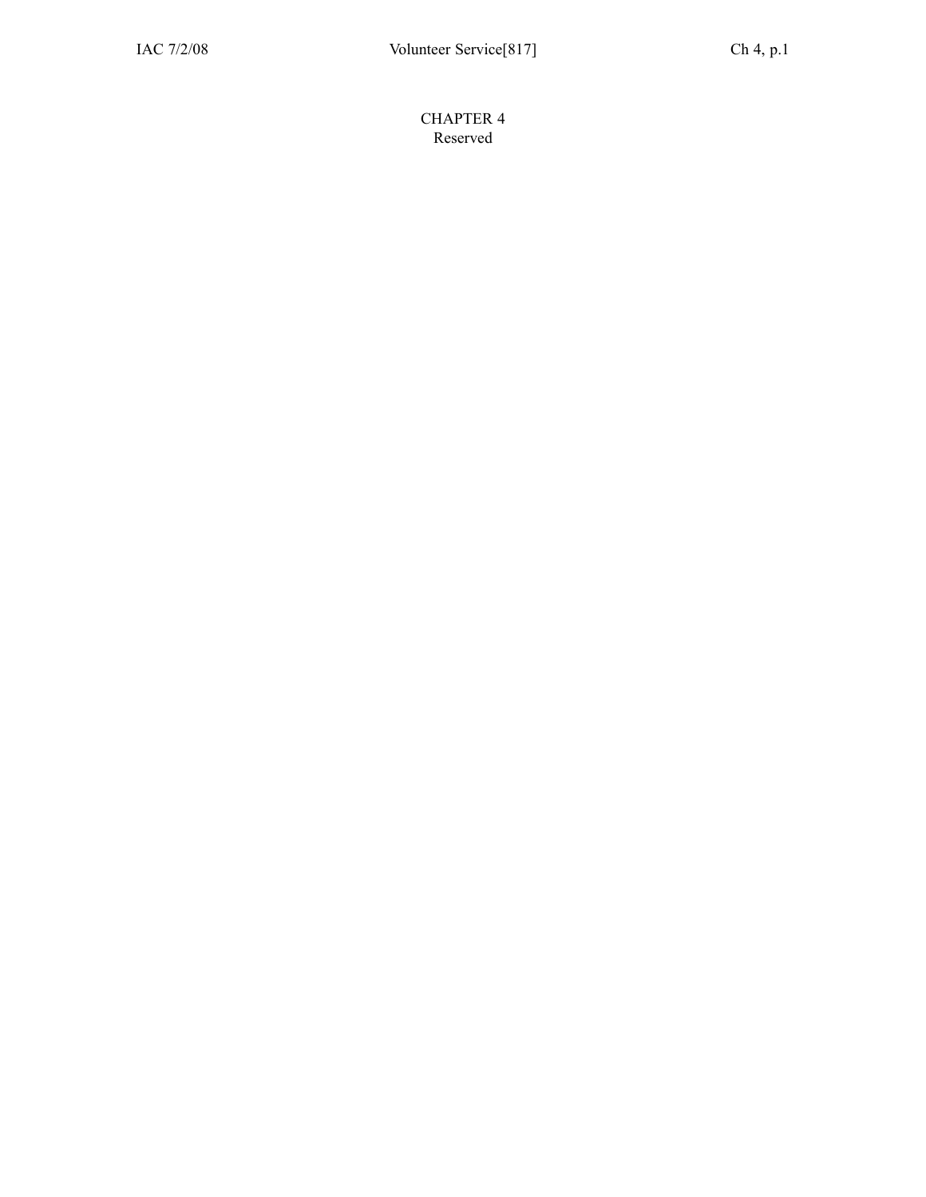# CHAPTER 4
Reserved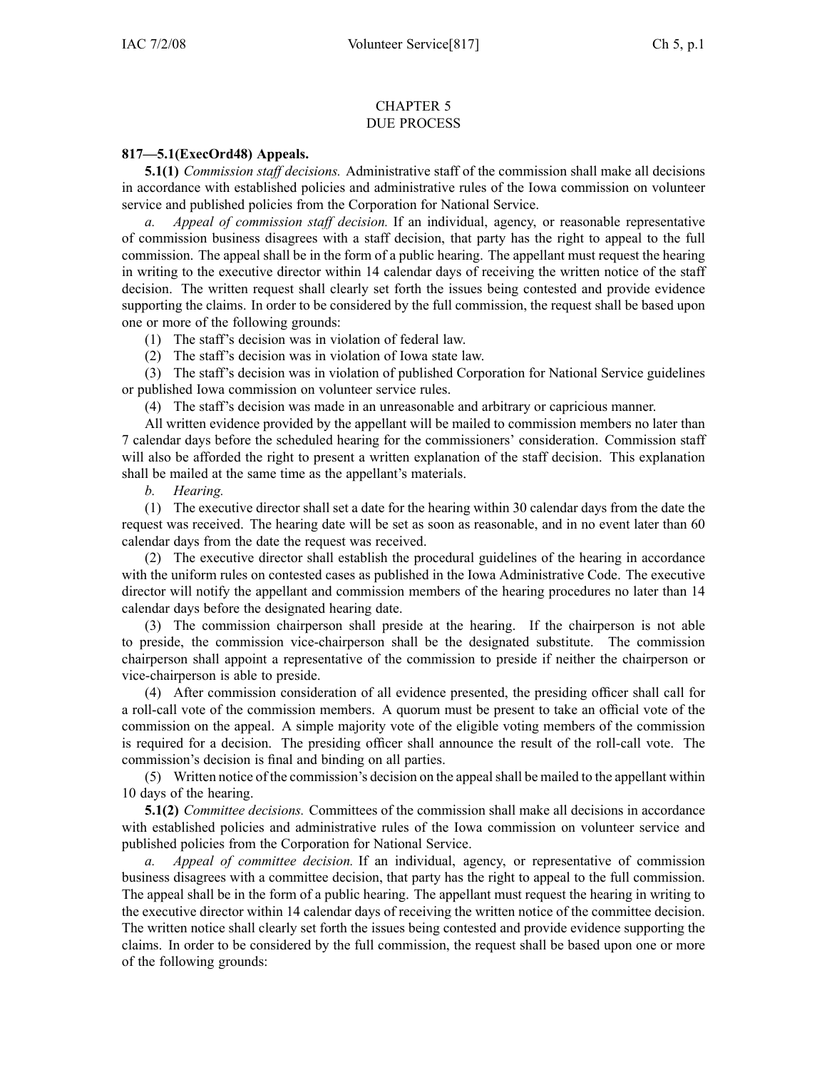# CHAPTER 5
# DUE PROCESS

**817—5.1(ExecOrd48) Appeals.**

**5.1(1)** *Commission staff decisions.* Administrative staff of the commission shall make all decisions in accordance with established policies and administrative rules of the Iowa commission on volunteer service and published policies from the Corporation for National Service.

*a. Appeal of commission staff decision.* If an individual, agency, or reasonable representative of commission business disagrees with a staff decision, that party has the right to appeal to the full commission. The appeal shall be in the form of a public hearing. The appellant must request the hearing in writing to the executive director within 14 calendar days of receiving the written notice of the staff decision. The written request shall clearly set forth the issues being contested and provide evidence supporting the claims. In order to be considered by the full commission, the request shall be based upon one or more of the following grounds:

(1) The staff's decision was in violation of federal law.

(2) The staff's decision was in violation of Iowa state law.

(3) The staff's decision was in violation of published Corporation for National Service guidelines or published Iowa commission on volunteer service rules.

(4) The staff's decision was made in an unreasonable and arbitrary or capricious manner.

All written evidence provided by the appellant will be mailed to commission members no later than 7 calendar days before the scheduled hearing for the commissioners' consideration. Commission staff will also be afforded the right to present a written explanation of the staff decision. This explanation shall be mailed at the same time as the appellant's materials.

*b. Hearing.*

(1) The executive director shall set a date for the hearing within 30 calendar days from the date the request was received. The hearing date will be set as soon as reasonable, and in no event later than 60 calendar days from the date the request was received.

(2) The executive director shall establish the procedural guidelines of the hearing in accordance with the uniform rules on contested cases as published in the Iowa Administrative Code. The executive director will notify the appellant and commission members of the hearing procedures no later than 14 calendar days before the designated hearing date.

(3) The commission chairperson shall preside at the hearing. If the chairperson is not able to preside, the commission vice-chairperson shall be the designated substitute. The commission chairperson shall appoint a representative of the commission to preside if neither the chairperson or vice-chairperson is able to preside.

(4) After commission consideration of all evidence presented, the presiding officer shall call for a roll-call vote of the commission members. A quorum must be present to take an official vote of the commission on the appeal. A simple majority vote of the eligible voting members of the commission is required for a decision. The presiding officer shall announce the result of the roll-call vote. The commission's decision is final and binding on all parties.

(5) Written notice of the commission's decision on the appeal shall be mailed to the appellant within 10 days of the hearing.

**5.1(2)** *Committee decisions.* Committees of the commission shall make all decisions in accordance with established policies and administrative rules of the Iowa commission on volunteer service and published policies from the Corporation for National Service.

*a. Appeal of committee decision.* If an individual, agency, or representative of commission business disagrees with a committee decision, that party has the right to appeal to the full commission. The appeal shall be in the form of a public hearing. The appellant must request the hearing in writing to the executive director within 14 calendar days of receiving the written notice of the committee decision. The written notice shall clearly set forth the issues being contested and provide evidence supporting the claims. In order to be considered by the full commission, the request shall be based upon one or more of the following grounds: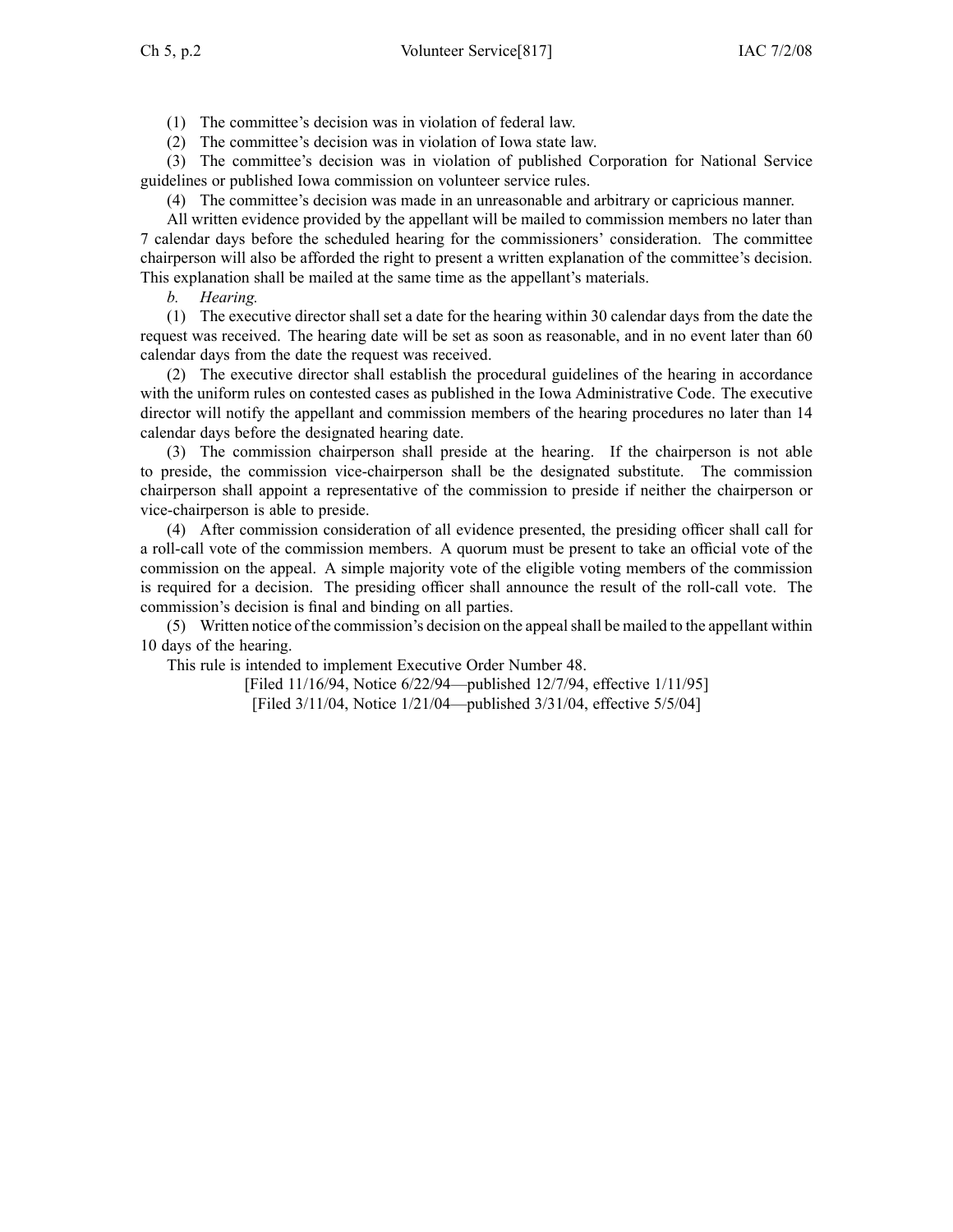(1) The committee's decision was in violation of federal law.

(2) The committee's decision was in violation of Iowa state law.

(3) The committee's decision was in violation of published Corporation for National Service guidelines or published Iowa commission on volunteer service rules.

(4) The committee's decision was made in an unreasonable and arbitrary or capricious manner.

All written evidence provided by the appellant will be mailed to commission members no later than 7 calendar days before the scheduled hearing for the commissioners' consideration. The committee chairperson will also be afforded the right to present a written explanation of the committee's decision. This explanation shall be mailed at the same time as the appellant's materials.

*b. Hearing.*

(1) The executive director shall set a date for the hearing within 30 calendar days from the date the request was received. The hearing date will be set as soon as reasonable, and in no event later than 60 calendar days from the date the request was received.

(2) The executive director shall establish the procedural guidelines of the hearing in accordance with the uniform rules on contested cases as published in the Iowa Administrative Code. The executive director will notify the appellant and commission members of the hearing procedures no later than 14 calendar days before the designated hearing date.

(3) The commission chairperson shall preside at the hearing. If the chairperson is not able to preside, the commission vice-chairperson shall be the designated substitute. The commission chairperson shall appoint a representative of the commission to preside if neither the chairperson or vice-chairperson is able to preside.

(4) After commission consideration of all evidence presented, the presiding officer shall call for a roll-call vote of the commission members. A quorum must be present to take an official vote of the commission on the appeal. A simple majority vote of the eligible voting members of the commission is required for a decision. The presiding officer shall announce the result of the roll-call vote. The commission's decision is final and binding on all parties.

(5) Written notice of the commission's decision on the appeal shall be mailed to the appellant within 10 days of the hearing.

This rule is intended to implement Executive Order Number 48.

[Filed 11/16/94, Notice 6/22/94—published 12/7/94, effective 1/11/95]

[Filed 3/11/04, Notice 1/21/04—published 3/31/04, effective 5/5/04]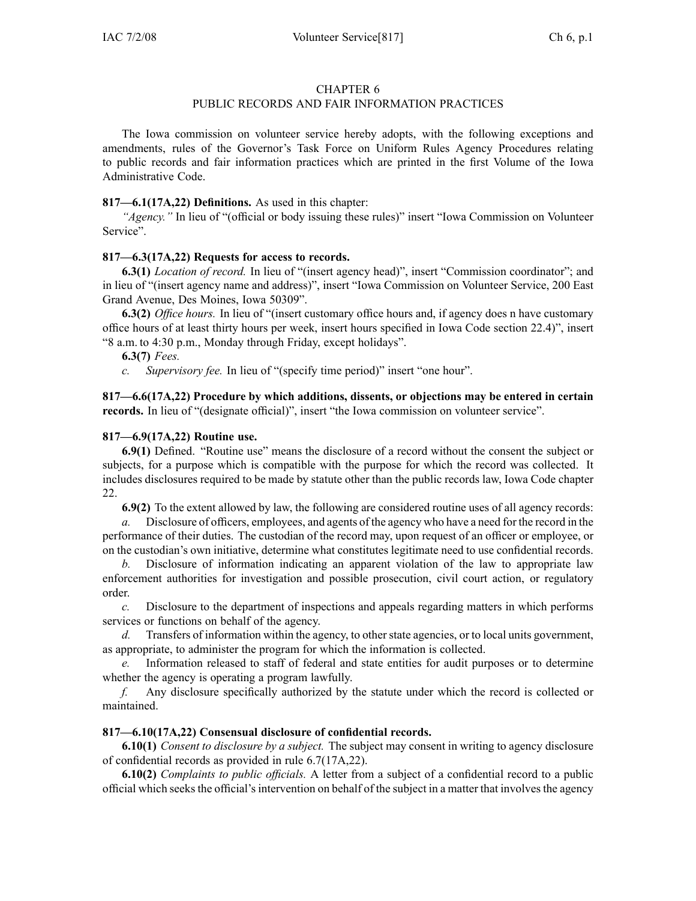# CHAPTER 6
## PUBLIC RECORDS AND FAIR INFORMATION PRACTICES

The Iowa commission on volunteer service hereby adopts, with the following exceptions and amendments, rules of the Governor's Task Force on Uniform Rules Agency Procedures relating to public records and fair information practices which are printed in the first Volume of the Iowa Administrative Code.

**817—6.1(17A,22) Definitions.** As used in this chapter:

*"Agency."* In lieu of "(official or body issuing these rules)" insert "Iowa Commission on Volunteer Service".

**817—6.3(17A,22) Requests for access to records.**

**6.3(1)** *Location of record.* In lieu of "(insert agency head)", insert "Commission coordinator"; and in lieu of "(insert agency name and address)", insert "Iowa Commission on Volunteer Service, 200 East Grand Avenue, Des Moines, Iowa 50309".

**6.3(2)** *Office hours.* In lieu of "(insert customary office hours and, if agency does n have customary office hours of at least thirty hours per week, insert hours specified in Iowa Code section 22.4)", insert "8 a.m. to 4:30 p.m., Monday through Friday, except holidays".

**6.3(7)** *Fees.*

*c.* *Supervisory fee.* In lieu of "(specify time period)" insert "one hour".

**817—6.6(17A,22) Procedure by which additions, dissents, or objections may be entered in certain records.** In lieu of "(designate official)", insert "the Iowa commission on volunteer service".

**817—6.9(17A,22) Routine use.**

**6.9(1)** Defined. "Routine use" means the disclosure of a record without the consent the subject or subjects, for a purpose which is compatible with the purpose for which the record was collected. It includes disclosures required to be made by statute other than the public records law, Iowa Code chapter 22.

**6.9(2)** To the extent allowed by law, the following are considered routine uses of all agency records:

*a.* Disclosure of officers, employees, and agents of the agency who have a need for the record in the performance of their duties. The custodian of the record may, upon request of an officer or employee, or on the custodian's own initiative, determine what constitutes legitimate need to use confidential records.

*b.* Disclosure of information indicating an apparent violation of the law to appropriate law enforcement authorities for investigation and possible prosecution, civil court action, or regulatory order.

*c.* Disclosure to the department of inspections and appeals regarding matters in which performs services or functions on behalf of the agency.

*d.* Transfers of information within the agency, to other state agencies, or to local units government, as appropriate, to administer the program for which the information is collected.

*e.* Information released to staff of federal and state entities for audit purposes or to determine whether the agency is operating a program lawfully.

*f.* Any disclosure specifically authorized by the statute under which the record is collected or maintained.

**817—6.10(17A,22) Consensual disclosure of confidential records.**

**6.10(1)** *Consent to disclosure by a subject.* The subject may consent in writing to agency disclosure of confidential records as provided in rule 6.7(17A,22).

**6.10(2)** *Complaints to public officials.* A letter from a subject of a confidential record to a public official which seeks the official's intervention on behalf of the subject in a matter that involves the agency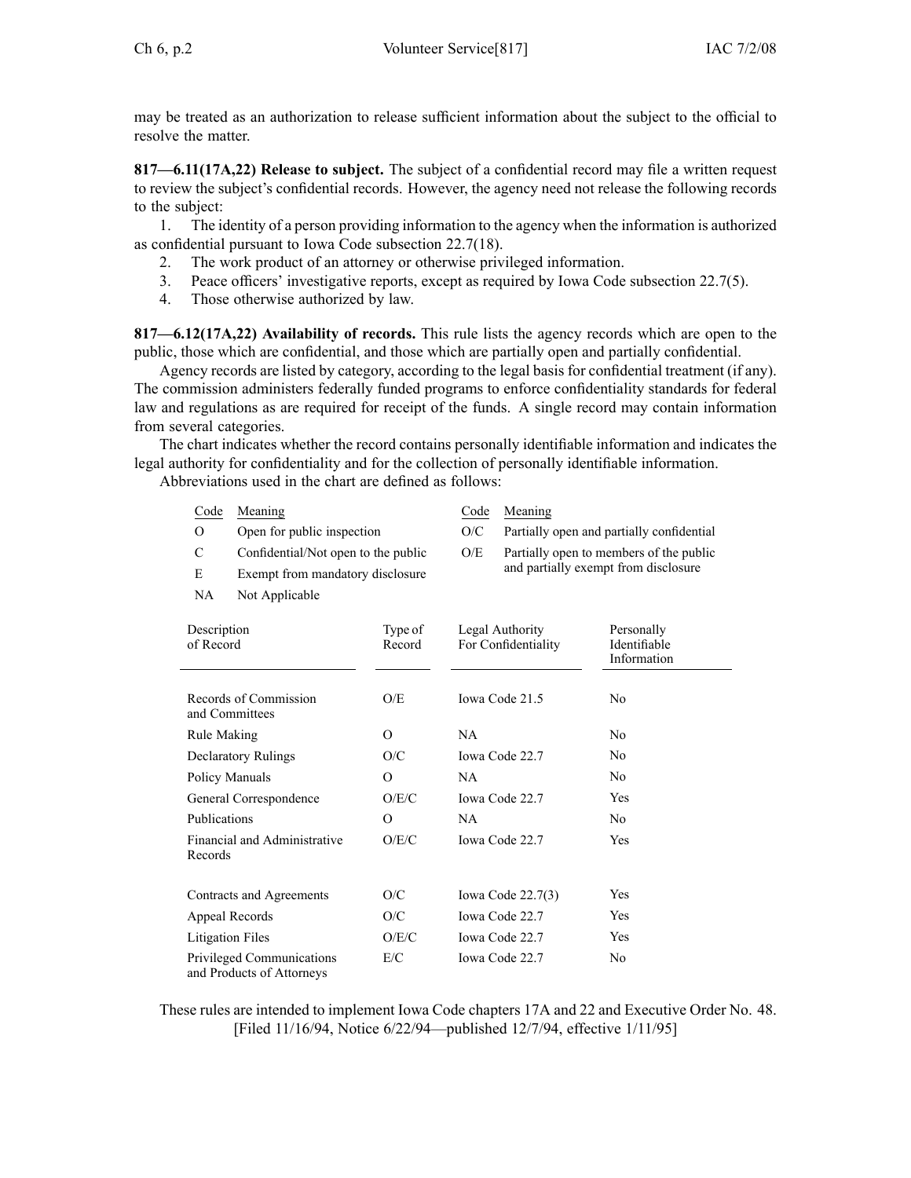may be treated as an authorization to release sufficient information about the subject to the official to resolve the matter.

**817—6.11(17A,22) Release to subject.** The subject of a confidential record may file a written request to review the subject's confidential records. However, the agency need not release the following records to the subject:

1. The identity of a person providing information to the agency when the information is authorized as confidential pursuant to Iowa Code subsection 22.7(18).
2. The work product of an attorney or otherwise privileged information.
3. Peace officers' investigative reports, except as required by Iowa Code subsection 22.7(5).
4. Those otherwise authorized by law.

**817—6.12(17A,22) Availability of records.** This rule lists the agency records which are open to the public, those which are confidential, and those which are partially open and partially confidential.

Agency records are listed by category, according to the legal basis for confidential treatment (if any). The commission administers federally funded programs to enforce confidentiality standards for federal law and regulations as are required for receipt of the funds. A single record may contain information from several categories.

The chart indicates whether the record contains personally identifiable information and indicates the legal authority for confidentiality and for the collection of personally identifiable information.

Abbreviations used in the chart are defined as follows:

| Code | Meaning | Code | Meaning |
|---|---|---|---|
| O | Open for public inspection | O/C | Partially open and partially confidential |
| C | Confidential/Not open to the public | O/E | Partially open to members of the public and partially exempt from disclosure |
| E | Exempt from mandatory disclosure | | |
| NA | Not Applicable | | |

| Description of Record | Type of Record | Legal Authority For Confidentiality | Personally Identifiable Information |
|---|---|---|---|
| Records of Commission and Committees | O/E | Iowa Code 21.5 | No |
| Rule Making | O | NA | No |
| Declaratory Rulings | O/C | Iowa Code 22.7 | No |
| Policy Manuals | O | NA | No |
| General Correspondence | O/E/C | Iowa Code 22.7 | Yes |
| Publications | O | NA | No |
| Financial and Administrative Records | O/E/C | Iowa Code 22.7 | Yes |
| Contracts and Agreements | O/C | Iowa Code 22.7(3) | Yes |
| Appeal Records | O/C | Iowa Code 22.7 | Yes |
| Litigation Files | O/E/C | Iowa Code 22.7 | Yes |
| Privileged Communications and Products of Attorneys | E/C | Iowa Code 22.7 | No |

These rules are intended to implement Iowa Code chapters 17A and 22 and Executive Order No. 48.

[Filed 11/16/94, Notice 6/22/94—published 12/7/94, effective 1/11/95]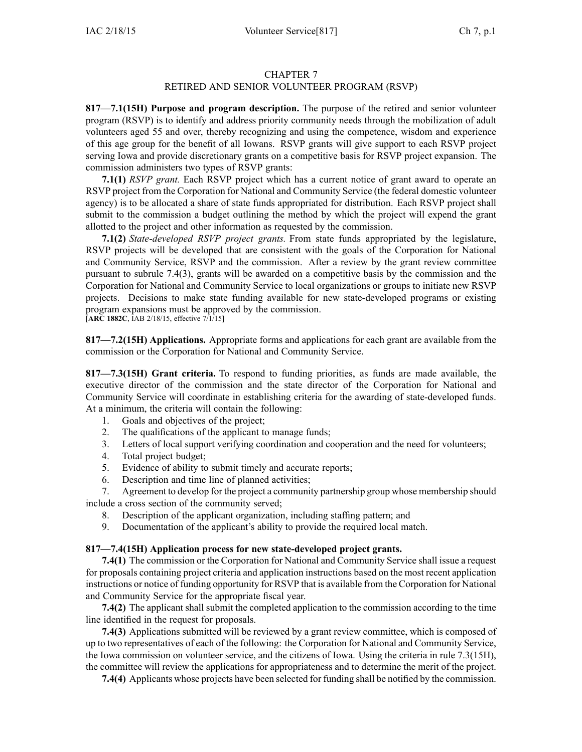# CHAPTER 7
## RETIRED AND SENIOR VOLUNTEER PROGRAM (RSVP)

**817—7.1(15H) Purpose and program description.** The purpose of the retired and senior volunteer program (RSVP) is to identify and address priority community needs through the mobilization of adult volunteers aged 55 and over, thereby recognizing and using the competence, wisdom and experience of this age group for the benefit of all Iowans. RSVP grants will give support to each RSVP project serving Iowa and provide discretionary grants on a competitive basis for RSVP project expansion. The commission administers two types of RSVP grants:

**7.1(1)** *RSVP grant.* Each RSVP project which has a current notice of grant award to operate an RSVP project from the Corporation for National and Community Service (the federal domestic volunteer agency) is to be allocated a share of state funds appropriated for distribution. Each RSVP project shall submit to the commission a budget outlining the method by which the project will expend the grant allotted to the project and other information as requested by the commission.

**7.1(2)** *State-developed RSVP project grants.* From state funds appropriated by the legislature, RSVP projects will be developed that are consistent with the goals of the Corporation for National and Community Service, RSVP and the commission. After a review by the grant review committee pursuant to subrule 7.4(3), grants will be awarded on a competitive basis by the commission and the Corporation for National and Community Service to local organizations or groups to initiate new RSVP projects. Decisions to make state funding available for new state-developed programs or existing program expansions must be approved by the commission.

[**ARC 1882C**, IAB 2/18/15, effective 7/1/15]

**817—7.2(15H) Applications.** Appropriate forms and applications for each grant are available from the commission or the Corporation for National and Community Service.

**817—7.3(15H) Grant criteria.** To respond to funding priorities, as funds are made available, the executive director of the commission and the state director of the Corporation for National and Community Service will coordinate in establishing criteria for the awarding of state-developed funds. At a minimum, the criteria will contain the following:

1. Goals and objectives of the project;
2. The qualifications of the applicant to manage funds;
3. Letters of local support verifying coordination and cooperation and the need for volunteers;
4. Total project budget;
5. Evidence of ability to submit timely and accurate reports;
6. Description and time line of planned activities;
7. Agreement to develop for the project a community partnership group whose membership should include a cross section of the community served;
8. Description of the applicant organization, including staffing pattern; and
9. Documentation of the applicant's ability to provide the required local match.

**817—7.4(15H) Application process for new state-developed project grants.**

**7.4(1)** The commission or the Corporation for National and Community Service shall issue a request for proposals containing project criteria and application instructions based on the most recent application instructions or notice of funding opportunity for RSVP that is available from the Corporation for National and Community Service for the appropriate fiscal year.

**7.4(2)** The applicant shall submit the completed application to the commission according to the time line identified in the request for proposals.

**7.4(3)** Applications submitted will be reviewed by a grant review committee, which is composed of up to two representatives of each of the following: the Corporation for National and Community Service, the Iowa commission on volunteer service, and the citizens of Iowa. Using the criteria in rule 7.3(15H), the committee will review the applications for appropriateness and to determine the merit of the project.

**7.4(4)** Applicants whose projects have been selected for funding shall be notified by the commission.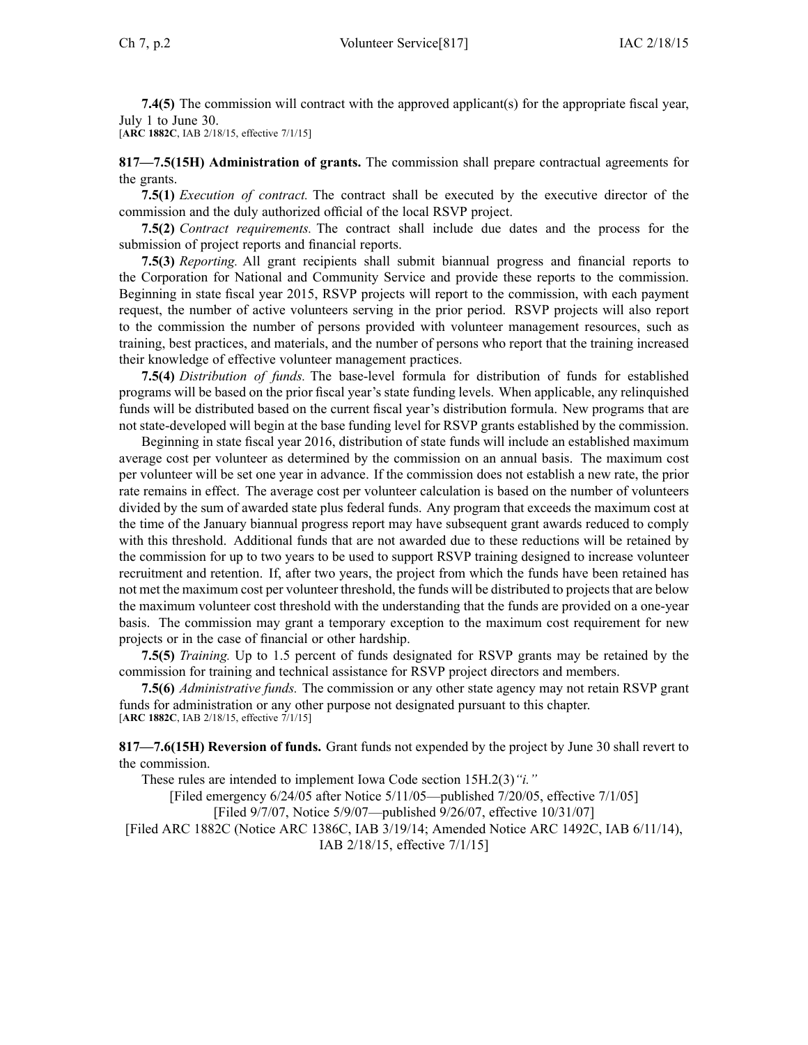**7.4(5)** The commission will contract with the approved applicant(s) for the appropriate fiscal year, July 1 to June 30.
[**ARC 1882C**, IAB 2/18/15, effective 7/1/15]

**817—7.5(15H) Administration of grants.** The commission shall prepare contractual agreements for the grants.

**7.5(1)** *Execution of contract.* The contract shall be executed by the executive director of the commission and the duly authorized official of the local RSVP project.

**7.5(2)** *Contract requirements.* The contract shall include due dates and the process for the submission of project reports and financial reports.

**7.5(3)** *Reporting.* All grant recipients shall submit biannual progress and financial reports to the Corporation for National and Community Service and provide these reports to the commission. Beginning in state fiscal year 2015, RSVP projects will report to the commission, with each payment request, the number of active volunteers serving in the prior period. RSVP projects will also report to the commission the number of persons provided with volunteer management resources, such as training, best practices, and materials, and the number of persons who report that the training increased their knowledge of effective volunteer management practices.

**7.5(4)** *Distribution of funds.* The base-level formula for distribution of funds for established programs will be based on the prior fiscal year's state funding levels. When applicable, any relinquished funds will be distributed based on the current fiscal year's distribution formula. New programs that are not state-developed will begin at the base funding level for RSVP grants established by the commission.

Beginning in state fiscal year 2016, distribution of state funds will include an established maximum average cost per volunteer as determined by the commission on an annual basis. The maximum cost per volunteer will be set one year in advance. If the commission does not establish a new rate, the prior rate remains in effect. The average cost per volunteer calculation is based on the number of volunteers divided by the sum of awarded state plus federal funds. Any program that exceeds the maximum cost at the time of the January biannual progress report may have subsequent grant awards reduced to comply with this threshold. Additional funds that are not awarded due to these reductions will be retained by the commission for up to two years to be used to support RSVP training designed to increase volunteer recruitment and retention. If, after two years, the project from which the funds have been retained has not met the maximum cost per volunteer threshold, the funds will be distributed to projects that are below the maximum volunteer cost threshold with the understanding that the funds are provided on a one-year basis. The commission may grant a temporary exception to the maximum cost requirement for new projects or in the case of financial or other hardship.

**7.5(5)** *Training.* Up to 1.5 percent of funds designated for RSVP grants may be retained by the commission for training and technical assistance for RSVP project directors and members.

**7.5(6)** *Administrative funds.* The commission or any other state agency may not retain RSVP grant funds for administration or any other purpose not designated pursuant to this chapter.
[**ARC 1882C**, IAB 2/18/15, effective 7/1/15]

**817—7.6(15H) Reversion of funds.** Grant funds not expended by the project by June 30 shall revert to the commission.

These rules are intended to implement Iowa Code section 15H.2(3)*"i."*

[Filed emergency 6/24/05 after Notice 5/11/05—published 7/20/05, effective 7/1/05]
[Filed 9/7/07, Notice 5/9/07—published 9/26/07, effective 10/31/07]
[Filed ARC 1882C (Notice ARC 1386C, IAB 3/19/14; Amended Notice ARC 1492C, IAB 6/11/14), IAB 2/18/15, effective 7/1/15]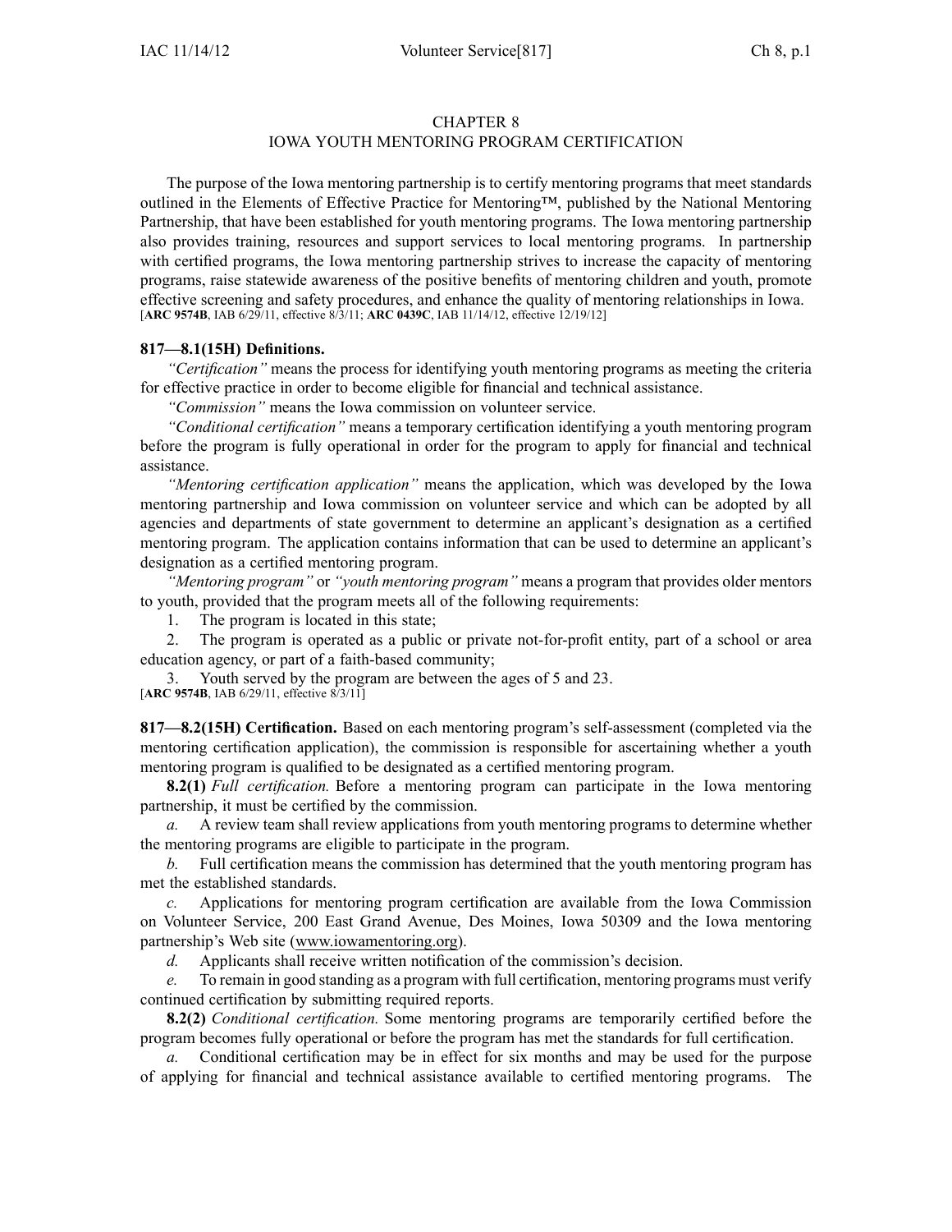## CHAPTER 8
## IOWA YOUTH MENTORING PROGRAM CERTIFICATION

The purpose of the Iowa mentoring partnership is to certify mentoring programs that meet standards outlined in the Elements of Effective Practice for Mentoring™, published by the National Mentoring Partnership, that have been established for youth mentoring programs. The Iowa mentoring partnership also provides training, resources and support services to local mentoring programs. In partnership with certified programs, the Iowa mentoring partnership strives to increase the capacity of mentoring programs, raise statewide awareness of the positive benefits of mentoring children and youth, promote effective screening and safety procedures, and enhance the quality of mentoring relationships in Iowa.
[**ARC 9574B**, IAB 6/29/11, effective 8/3/11; **ARC 0439C**, IAB 11/14/12, effective 12/19/12]

**817—8.1(15H) Definitions.**

*"Certification"* means the process for identifying youth mentoring programs as meeting the criteria for effective practice in order to become eligible for financial and technical assistance.

*"Commission"* means the Iowa commission on volunteer service.

*"Conditional certification"* means a temporary certification identifying a youth mentoring program before the program is fully operational in order for the program to apply for financial and technical assistance.

*"Mentoring certification application"* means the application, which was developed by the Iowa mentoring partnership and Iowa commission on volunteer service and which can be adopted by all agencies and departments of state government to determine an applicant's designation as a certified mentoring program. The application contains information that can be used to determine an applicant's designation as a certified mentoring program.

*"Mentoring program"* or *"youth mentoring program"* means a program that provides older mentors to youth, provided that the program meets all of the following requirements:

1. The program is located in this state;
2. The program is operated as a public or private not-for-profit entity, part of a school or area education agency, or part of a faith-based community;
3. Youth served by the program are between the ages of 5 and 23.

[**ARC 9574B**, IAB 6/29/11, effective 8/3/11]

**817—8.2(15H) Certification.** Based on each mentoring program's self-assessment (completed via the mentoring certification application), the commission is responsible for ascertaining whether a youth mentoring program is qualified to be designated as a certified mentoring program.

**8.2(1)** *Full certification.* Before a mentoring program can participate in the Iowa mentoring partnership, it must be certified by the commission.

*a.* A review team shall review applications from youth mentoring programs to determine whether the mentoring programs are eligible to participate in the program.

*b.* Full certification means the commission has determined that the youth mentoring program has met the established standards.

*c.* Applications for mentoring program certification are available from the Iowa Commission on Volunteer Service, 200 East Grand Avenue, Des Moines, Iowa 50309 and the Iowa mentoring partnership's Web site (www.iowamentoring.org).

*d.* Applicants shall receive written notification of the commission's decision.

*e.* To remain in good standing as a program with full certification, mentoring programs must verify continued certification by submitting required reports.

**8.2(2)** *Conditional certification.* Some mentoring programs are temporarily certified before the program becomes fully operational or before the program has met the standards for full certification.

*a.* Conditional certification may be in effect for six months and may be used for the purpose of applying for financial and technical assistance available to certified mentoring programs. The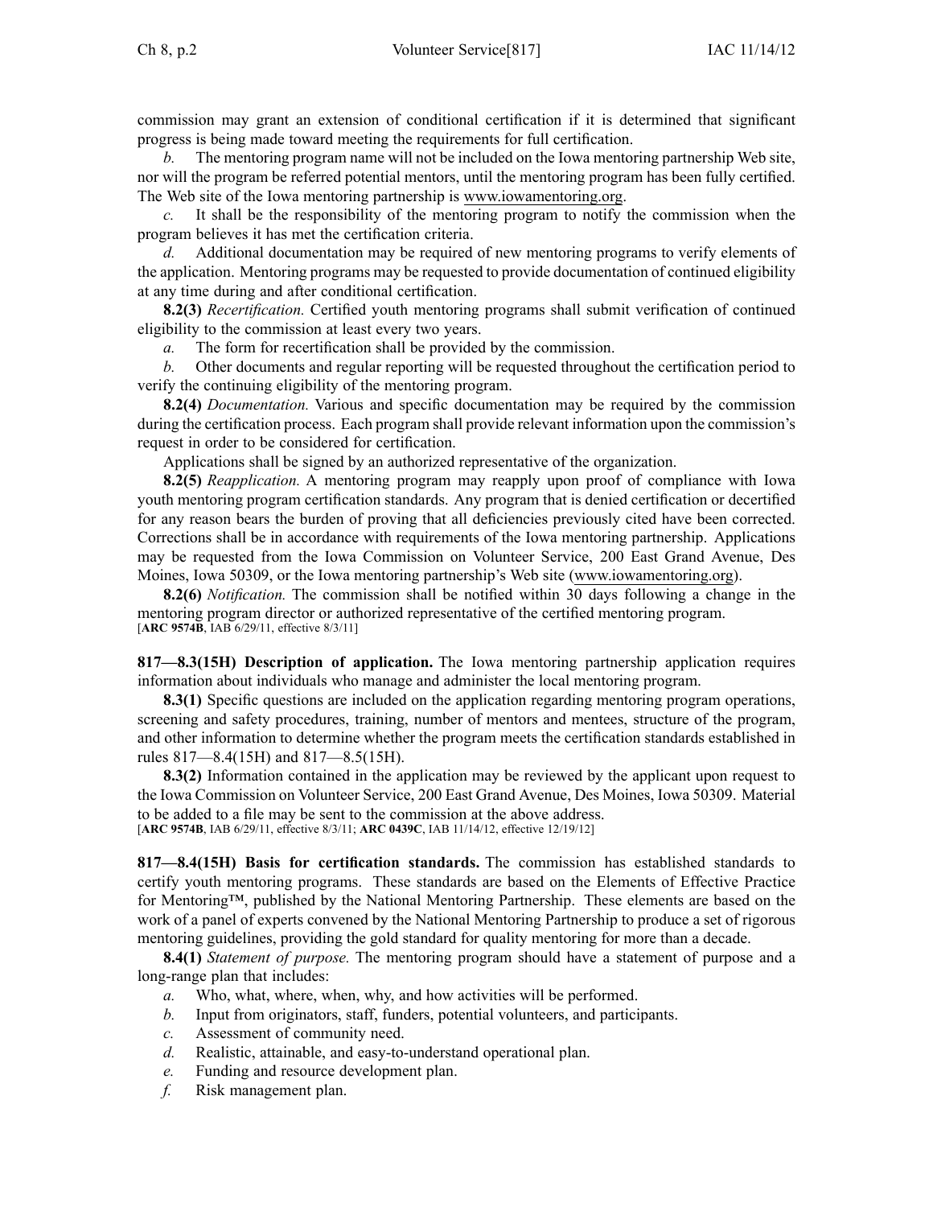commission may grant an extension of conditional certification if it is determined that significant progress is being made toward meeting the requirements for full certification.

*b.* The mentoring program name will not be included on the Iowa mentoring partnership Web site, nor will the program be referred potential mentors, until the mentoring program has been fully certified. The Web site of the Iowa mentoring partnership is www.iowamentoring.org.

*c.* It shall be the responsibility of the mentoring program to notify the commission when the program believes it has met the certification criteria.

*d.* Additional documentation may be required of new mentoring programs to verify elements of the application. Mentoring programs may be requested to provide documentation of continued eligibility at any time during and after conditional certification.

**8.2(3)** *Recertification.* Certified youth mentoring programs shall submit verification of continued eligibility to the commission at least every two years.

*a.* The form for recertification shall be provided by the commission.

*b.* Other documents and regular reporting will be requested throughout the certification period to verify the continuing eligibility of the mentoring program.

**8.2(4)** *Documentation.* Various and specific documentation may be required by the commission during the certification process. Each program shall provide relevant information upon the commission's request in order to be considered for certification.

Applications shall be signed by an authorized representative of the organization.

**8.2(5)** *Reapplication.* A mentoring program may reapply upon proof of compliance with Iowa youth mentoring program certification standards. Any program that is denied certification or decertified for any reason bears the burden of proving that all deficiencies previously cited have been corrected. Corrections shall be in accordance with requirements of the Iowa mentoring partnership. Applications may be requested from the Iowa Commission on Volunteer Service, 200 East Grand Avenue, Des Moines, Iowa 50309, or the Iowa mentoring partnership's Web site (www.iowamentoring.org).

**8.2(6)** *Notification.* The commission shall be notified within 30 days following a change in the mentoring program director or authorized representative of the certified mentoring program.
[**ARC 9574B**, IAB 6/29/11, effective 8/3/11]

**817—8.3(15H) Description of application.** The Iowa mentoring partnership application requires information about individuals who manage and administer the local mentoring program.

**8.3(1)** Specific questions are included on the application regarding mentoring program operations, screening and safety procedures, training, number of mentors and mentees, structure of the program, and other information to determine whether the program meets the certification standards established in rules 817—8.4(15H) and 817—8.5(15H).

**8.3(2)** Information contained in the application may be reviewed by the applicant upon request to the Iowa Commission on Volunteer Service, 200 East Grand Avenue, Des Moines, Iowa 50309. Material to be added to a file may be sent to the commission at the above address.
[**ARC 9574B**, IAB 6/29/11, effective 8/3/11; **ARC 0439C**, IAB 11/14/12, effective 12/19/12]

**817—8.4(15H) Basis for certification standards.** The commission has established standards to certify youth mentoring programs. These standards are based on the Elements of Effective Practice for Mentoring™, published by the National Mentoring Partnership. These elements are based on the work of a panel of experts convened by the National Mentoring Partnership to produce a set of rigorous mentoring guidelines, providing the gold standard for quality mentoring for more than a decade.

**8.4(1)** *Statement of purpose.* The mentoring program should have a statement of purpose and a long-range plan that includes:

*a.* Who, what, where, when, why, and how activities will be performed.

*b.* Input from originators, staff, funders, potential volunteers, and participants.

*c.* Assessment of community need.

*d.* Realistic, attainable, and easy-to-understand operational plan.

*e.* Funding and resource development plan.

*f.* Risk management plan.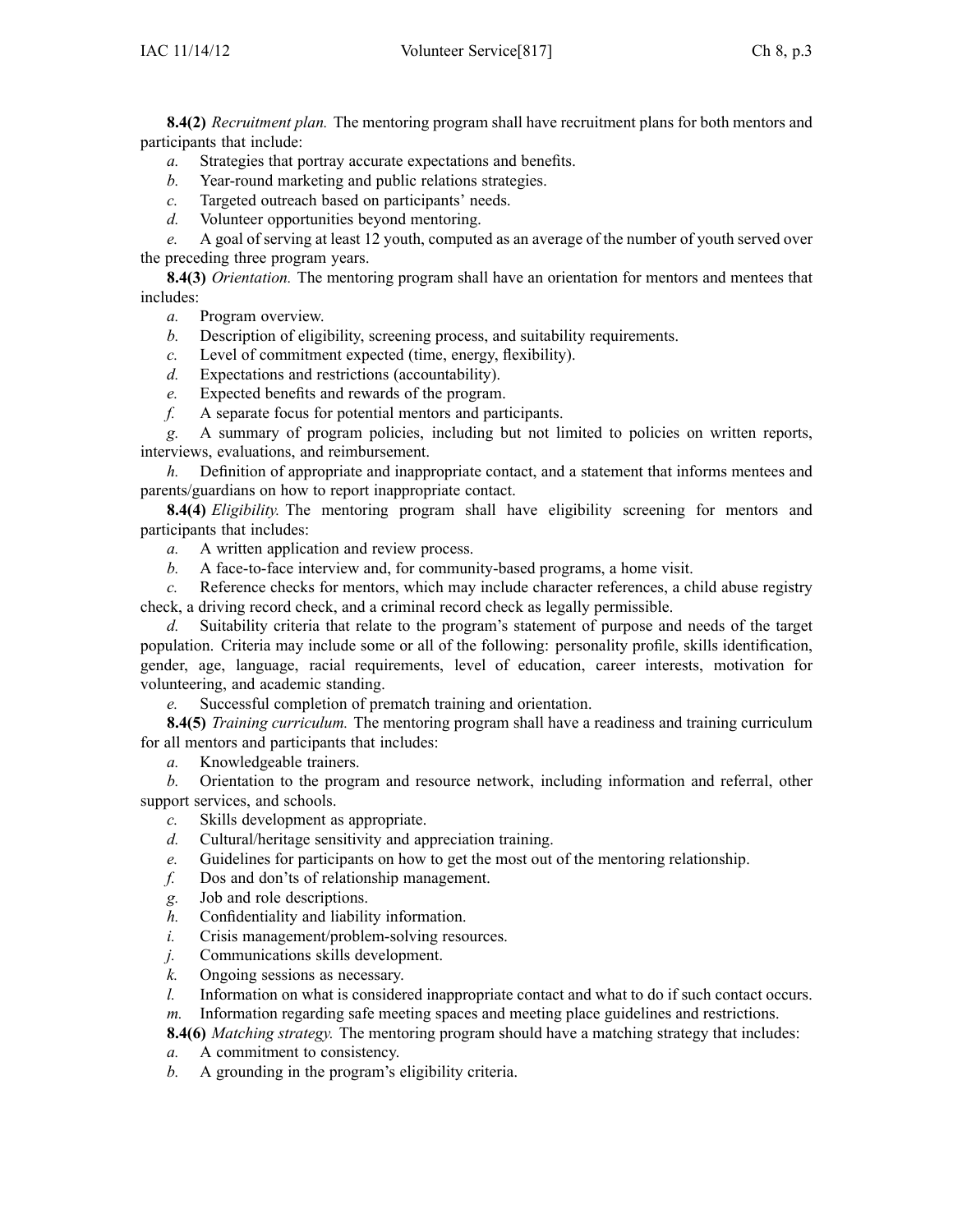**8.4(2)** *Recruitment plan.* The mentoring program shall have recruitment plans for both mentors and participants that include:

*a.* Strategies that portray accurate expectations and benefits.

*b.* Year-round marketing and public relations strategies.

*c.* Targeted outreach based on participants' needs.

*d.* Volunteer opportunities beyond mentoring.

*e.* A goal of serving at least 12 youth, computed as an average of the number of youth served over the preceding three program years.

**8.4(3)** *Orientation.* The mentoring program shall have an orientation for mentors and mentees that includes:

*a.* Program overview.

*b.* Description of eligibility, screening process, and suitability requirements.

*c.* Level of commitment expected (time, energy, flexibility).

*d.* Expectations and restrictions (accountability).

*e.* Expected benefits and rewards of the program.

*f.* A separate focus for potential mentors and participants.

*g.* A summary of program policies, including but not limited to policies on written reports, interviews, evaluations, and reimbursement.

*h.* Definition of appropriate and inappropriate contact, and a statement that informs mentees and parents/guardians on how to report inappropriate contact.

**8.4(4)** *Eligibility.* The mentoring program shall have eligibility screening for mentors and participants that includes:

*a.* A written application and review process.

*b.* A face-to-face interview and, for community-based programs, a home visit.

*c.* Reference checks for mentors, which may include character references, a child abuse registry check, a driving record check, and a criminal record check as legally permissible.

*d.* Suitability criteria that relate to the program's statement of purpose and needs of the target population. Criteria may include some or all of the following: personality profile, skills identification, gender, age, language, racial requirements, level of education, career interests, motivation for volunteering, and academic standing.

*e.* Successful completion of prematch training and orientation.

**8.4(5)** *Training curriculum.* The mentoring program shall have a readiness and training curriculum for all mentors and participants that includes:

*a.* Knowledgeable trainers.

*b.* Orientation to the program and resource network, including information and referral, other support services, and schools.

*c.* Skills development as appropriate.

*d.* Cultural/heritage sensitivity and appreciation training.

*e.* Guidelines for participants on how to get the most out of the mentoring relationship.

*f.* Dos and don'ts of relationship management.

*g.* Job and role descriptions.

*h.* Confidentiality and liability information.

*i.* Crisis management/problem-solving resources.

*j.* Communications skills development.

*k.* Ongoing sessions as necessary.

*l.* Information on what is considered inappropriate contact and what to do if such contact occurs.

*m.* Information regarding safe meeting spaces and meeting place guidelines and restrictions.

**8.4(6)** *Matching strategy.* The mentoring program should have a matching strategy that includes:

*a.* A commitment to consistency.

*b.* A grounding in the program's eligibility criteria.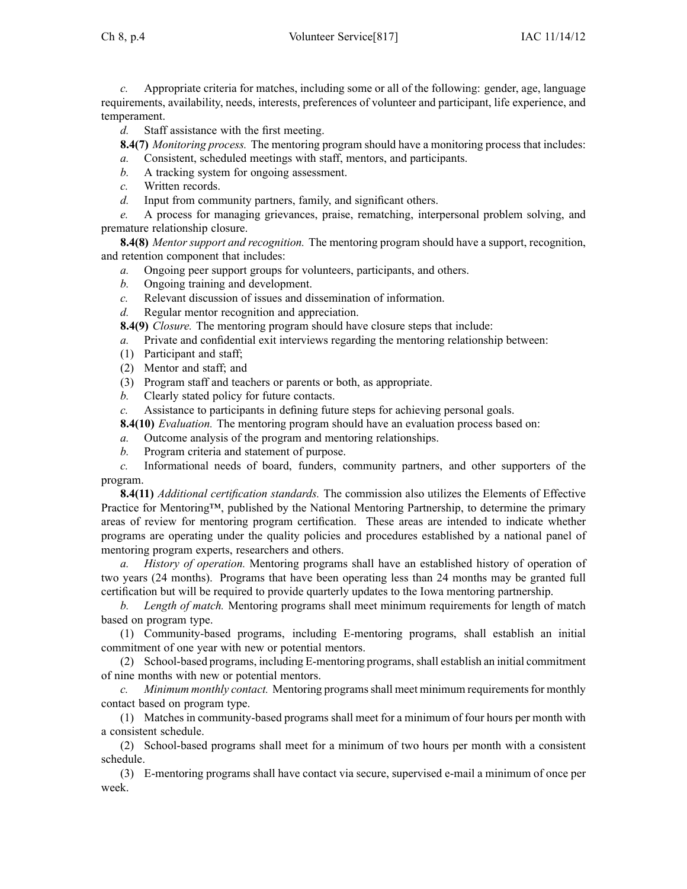*c.* Appropriate criteria for matches, including some or all of the following: gender, age, language requirements, availability, needs, interests, preferences of volunteer and participant, life experience, and temperament.

*d.* Staff assistance with the first meeting.

**8.4(7)** *Monitoring process.* The mentoring program should have a monitoring process that includes:

*a.* Consistent, scheduled meetings with staff, mentors, and participants.

*b.* A tracking system for ongoing assessment.

*c.* Written records.

*d.* Input from community partners, family, and significant others.

*e.* A process for managing grievances, praise, rematching, interpersonal problem solving, and premature relationship closure.

**8.4(8)** *Mentor support and recognition.* The mentoring program should have a support, recognition, and retention component that includes:

*a.* Ongoing peer support groups for volunteers, participants, and others.

*b.* Ongoing training and development.

*c.* Relevant discussion of issues and dissemination of information.

*d.* Regular mentor recognition and appreciation.

**8.4(9)** *Closure.* The mentoring program should have closure steps that include:

*a.* Private and confidential exit interviews regarding the mentoring relationship between:

(1) Participant and staff;

(2) Mentor and staff; and

(3) Program staff and teachers or parents or both, as appropriate.

*b.* Clearly stated policy for future contacts.

*c.* Assistance to participants in defining future steps for achieving personal goals.

**8.4(10)** *Evaluation.* The mentoring program should have an evaluation process based on:

*a.* Outcome analysis of the program and mentoring relationships.

*b.* Program criteria and statement of purpose.

*c.* Informational needs of board, funders, community partners, and other supporters of the program.

**8.4(11)** *Additional certification standards.* The commission also utilizes the Elements of Effective Practice for Mentoring™, published by the National Mentoring Partnership, to determine the primary areas of review for mentoring program certification. These areas are intended to indicate whether programs are operating under the quality policies and procedures established by a national panel of mentoring program experts, researchers and others.

*a.* *History of operation.* Mentoring programs shall have an established history of operation of two years (24 months). Programs that have been operating less than 24 months may be granted full certification but will be required to provide quarterly updates to the Iowa mentoring partnership.

*b.* *Length of match.* Mentoring programs shall meet minimum requirements for length of match based on program type.

(1) Community-based programs, including E-mentoring programs, shall establish an initial commitment of one year with new or potential mentors.

(2) School-based programs, including E-mentoring programs, shall establish an initial commitment of nine months with new or potential mentors.

*c.* *Minimum monthly contact.* Mentoring programs shall meet minimum requirements for monthly contact based on program type.

(1) Matches in community-based programs shall meet for a minimum of four hours per month with a consistent schedule.

(2) School-based programs shall meet for a minimum of two hours per month with a consistent schedule.

(3) E-mentoring programs shall have contact via secure, supervised e-mail a minimum of once per week.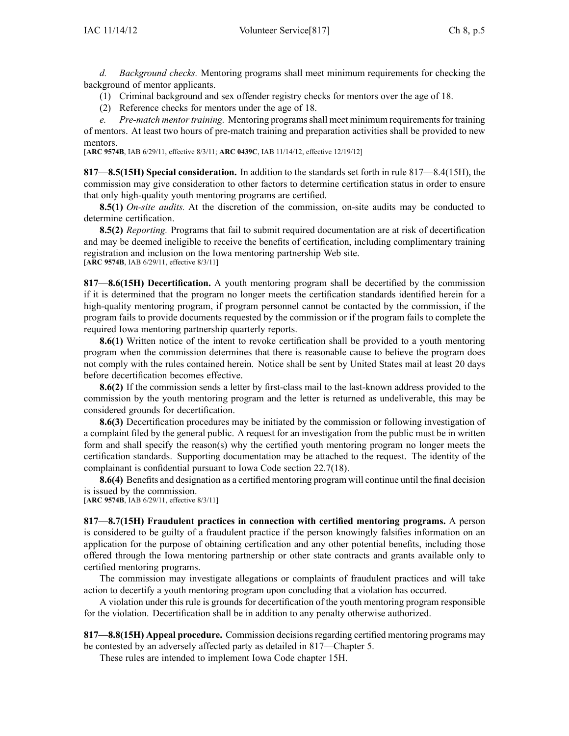*d. Background checks.* Mentoring programs shall meet minimum requirements for checking the background of mentor applicants.

(1) Criminal background and sex offender registry checks for mentors over the age of 18.

(2) Reference checks for mentors under the age of 18.

*e. Pre-match mentor training.* Mentoring programs shall meet minimum requirements for training of mentors. At least two hours of pre-match training and preparation activities shall be provided to new mentors.

[**ARC 9574B**, IAB 6/29/11, effective 8/3/11; **ARC 0439C**, IAB 11/14/12, effective 12/19/12]

**817—8.5(15H) Special consideration.** In addition to the standards set forth in rule 817—8.4(15H), the commission may give consideration to other factors to determine certification status in order to ensure that only high-quality youth mentoring programs are certified.

**8.5(1)** *On-site audits.* At the discretion of the commission, on-site audits may be conducted to determine certification.

**8.5(2)** *Reporting.* Programs that fail to submit required documentation are at risk of decertification and may be deemed ineligible to receive the benefits of certification, including complimentary training registration and inclusion on the Iowa mentoring partnership Web site.

[**ARC 9574B**, IAB 6/29/11, effective 8/3/11]

**817—8.6(15H) Decertification.** A youth mentoring program shall be decertified by the commission if it is determined that the program no longer meets the certification standards identified herein for a high-quality mentoring program, if program personnel cannot be contacted by the commission, if the program fails to provide documents requested by the commission or if the program fails to complete the required Iowa mentoring partnership quarterly reports.

**8.6(1)** Written notice of the intent to revoke certification shall be provided to a youth mentoring program when the commission determines that there is reasonable cause to believe the program does not comply with the rules contained herein. Notice shall be sent by United States mail at least 20 days before decertification becomes effective.

**8.6(2)** If the commission sends a letter by first-class mail to the last-known address provided to the commission by the youth mentoring program and the letter is returned as undeliverable, this may be considered grounds for decertification.

**8.6(3)** Decertification procedures may be initiated by the commission or following investigation of a complaint filed by the general public. A request for an investigation from the public must be in written form and shall specify the reason(s) why the certified youth mentoring program no longer meets the certification standards. Supporting documentation may be attached to the request. The identity of the complainant is confidential pursuant to Iowa Code section 22.7(18).

**8.6(4)** Benefits and designation as a certified mentoring program will continue until the final decision is issued by the commission.

[**ARC 9574B**, IAB 6/29/11, effective 8/3/11]

**817—8.7(15H) Fraudulent practices in connection with certified mentoring programs.** A person is considered to be guilty of a fraudulent practice if the person knowingly falsifies information on an application for the purpose of obtaining certification and any other potential benefits, including those offered through the Iowa mentoring partnership or other state contracts and grants available only to certified mentoring programs.

The commission may investigate allegations or complaints of fraudulent practices and will take action to decertify a youth mentoring program upon concluding that a violation has occurred.

A violation under this rule is grounds for decertification of the youth mentoring program responsible for the violation. Decertification shall be in addition to any penalty otherwise authorized.

**817—8.8(15H) Appeal procedure.** Commission decisions regarding certified mentoring programs may be contested by an adversely affected party as detailed in 817—Chapter 5.

These rules are intended to implement Iowa Code chapter 15H.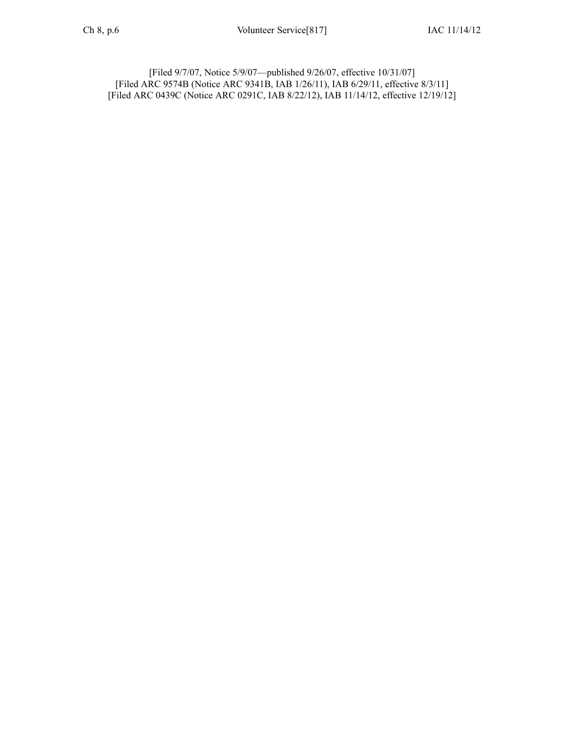[Filed 9/7/07, Notice 5/9/07—published 9/26/07, effective 10/31/07]
[Filed ARC 9574B (Notice ARC 9341B, IAB 1/26/11), IAB 6/29/11, effective 8/3/11]
[Filed ARC 0439C (Notice ARC 0291C, IAB 8/22/12), IAB 11/14/12, effective 12/19/12]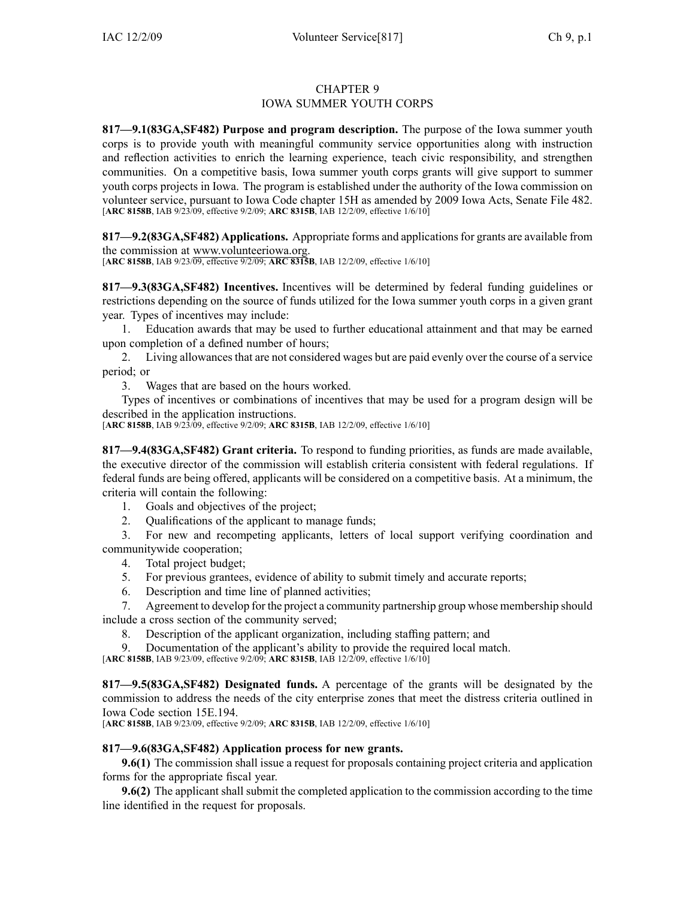## CHAPTER 9
## IOWA SUMMER YOUTH CORPS

**817—9.1(83GA,SF482) Purpose and program description.** The purpose of the Iowa summer youth corps is to provide youth with meaningful community service opportunities along with instruction and reflection activities to enrich the learning experience, teach civic responsibility, and strengthen communities. On a competitive basis, Iowa summer youth corps grants will give support to summer youth corps projects in Iowa. The program is established under the authority of the Iowa commission on volunteer service, pursuant to Iowa Code chapter 15H as amended by 2009 Iowa Acts, Senate File 482.
[**ARC 8158B**, IAB 9/23/09, effective 9/2/09; **ARC 8315B**, IAB 12/2/09, effective 1/6/10]

**817—9.2(83GA,SF482) Applications.** Appropriate forms and applications for grants are available from the commission at www.volunteeriowa.org.
[**ARC 8158B**, IAB 9/23/09, effective 9/2/09; **ARC 8315B**, IAB 12/2/09, effective 1/6/10]

**817—9.3(83GA,SF482) Incentives.** Incentives will be determined by federal funding guidelines or restrictions depending on the source of funds utilized for the Iowa summer youth corps in a given grant year. Types of incentives may include:

1. Education awards that may be used to further educational attainment and that may be earned upon completion of a defined number of hours;
2. Living allowances that are not considered wages but are paid evenly over the course of a service period; or
3. Wages that are based on the hours worked.

Types of incentives or combinations of incentives that may be used for a program design will be described in the application instructions.
[**ARC 8158B**, IAB 9/23/09, effective 9/2/09; **ARC 8315B**, IAB 12/2/09, effective 1/6/10]

**817—9.4(83GA,SF482) Grant criteria.** To respond to funding priorities, as funds are made available, the executive director of the commission will establish criteria consistent with federal regulations. If federal funds are being offered, applicants will be considered on a competitive basis. At a minimum, the criteria will contain the following:

1. Goals and objectives of the project;
2. Qualifications of the applicant to manage funds;
3. For new and recompeting applicants, letters of local support verifying coordination and communitywide cooperation;
4. Total project budget;
5. For previous grantees, evidence of ability to submit timely and accurate reports;
6. Description and time line of planned activities;
7. Agreement to develop for the project a community partnership group whose membership should include a cross section of the community served;
8. Description of the applicant organization, including staffing pattern; and
9. Documentation of the applicant's ability to provide the required local match.

[**ARC 8158B**, IAB 9/23/09, effective 9/2/09; **ARC 8315B**, IAB 12/2/09, effective 1/6/10]

**817—9.5(83GA,SF482) Designated funds.** A percentage of the grants will be designated by the commission to address the needs of the city enterprise zones that meet the distress criteria outlined in Iowa Code section 15E.194.
[**ARC 8158B**, IAB 9/23/09, effective 9/2/09; **ARC 8315B**, IAB 12/2/09, effective 1/6/10]

**817—9.6(83GA,SF482) Application process for new grants.**

**9.6(1)** The commission shall issue a request for proposals containing project criteria and application forms for the appropriate fiscal year.

**9.6(2)** The applicant shall submit the completed application to the commission according to the time line identified in the request for proposals.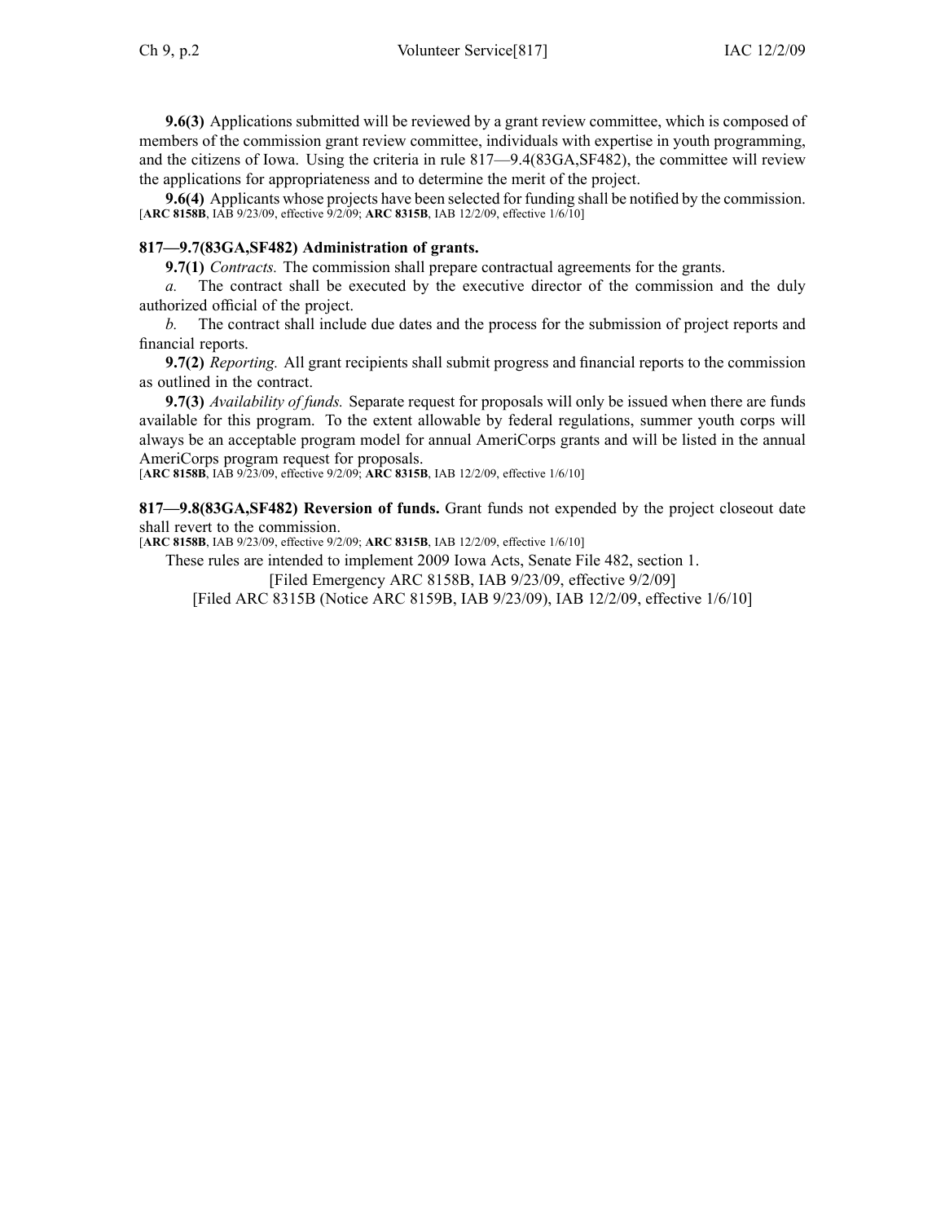**9.6(3)** Applications submitted will be reviewed by a grant review committee, which is composed of members of the commission grant review committee, individuals with expertise in youth programming, and the citizens of Iowa. Using the criteria in rule 817—9.4(83GA,SF482), the committee will review the applications for appropriateness and to determine the merit of the project.

**9.6(4)** Applicants whose projects have been selected for funding shall be notified by the commission.
[**ARC 8158B**, IAB 9/23/09, effective 9/2/09; **ARC 8315B**, IAB 12/2/09, effective 1/6/10]

**817—9.7(83GA,SF482) Administration of grants.**

**9.7(1)** *Contracts.* The commission shall prepare contractual agreements for the grants.

*a.* The contract shall be executed by the executive director of the commission and the duly authorized official of the project.

*b.* The contract shall include due dates and the process for the submission of project reports and financial reports.

**9.7(2)** *Reporting.* All grant recipients shall submit progress and financial reports to the commission as outlined in the contract.

**9.7(3)** *Availability of funds.* Separate request for proposals will only be issued when there are funds available for this program. To the extent allowable by federal regulations, summer youth corps will always be an acceptable program model for annual AmeriCorps grants and will be listed in the annual AmeriCorps program request for proposals.
[**ARC 8158B**, IAB 9/23/09, effective 9/2/09; **ARC 8315B**, IAB 12/2/09, effective 1/6/10]

**817—9.8(83GA,SF482) Reversion of funds.** Grant funds not expended by the project closeout date shall revert to the commission.
[**ARC 8158B**, IAB 9/23/09, effective 9/2/09; **ARC 8315B**, IAB 12/2/09, effective 1/6/10]

These rules are intended to implement 2009 Iowa Acts, Senate File 482, section 1.

[Filed Emergency ARC 8158B, IAB 9/23/09, effective 9/2/09]

[Filed ARC 8315B (Notice ARC 8159B, IAB 9/23/09), IAB 12/2/09, effective 1/6/10]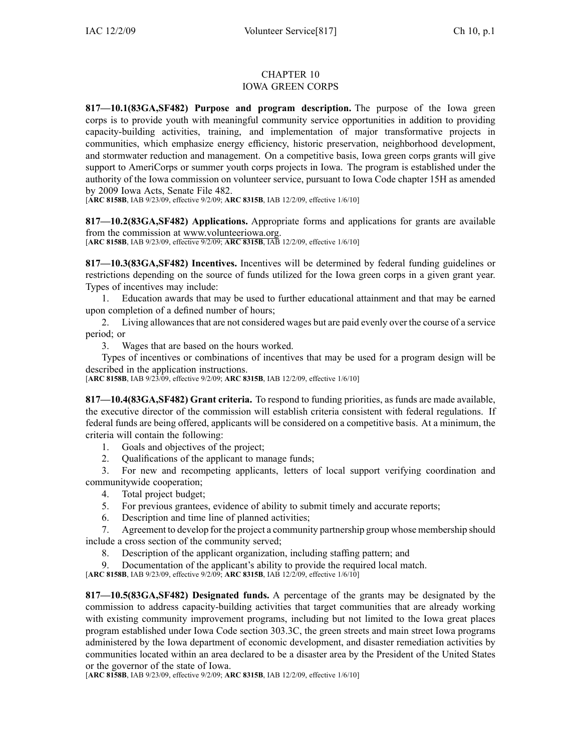# CHAPTER 10
# IOWA GREEN CORPS

**817—10.1(83GA,SF482) Purpose and program description.** The purpose of the Iowa green corps is to provide youth with meaningful community service opportunities in addition to providing capacity-building activities, training, and implementation of major transformative projects in communities, which emphasize energy efficiency, historic preservation, neighborhood development, and stormwater reduction and management. On a competitive basis, Iowa green corps grants will give support to AmeriCorps or summer youth corps projects in Iowa. The program is established under the authority of the Iowa commission on volunteer service, pursuant to Iowa Code chapter 15H as amended by 2009 Iowa Acts, Senate File 482.
[**ARC 8158B**, IAB 9/23/09, effective 9/2/09; **ARC 8315B**, IAB 12/2/09, effective 1/6/10]

**817—10.2(83GA,SF482) Applications.** Appropriate forms and applications for grants are available from the commission at www.volunteeriowa.org.
[**ARC 8158B**, IAB 9/23/09, effective 9/2/09; **ARC 8315B**, IAB 12/2/09, effective 1/6/10]

**817—10.3(83GA,SF482) Incentives.** Incentives will be determined by federal funding guidelines or restrictions depending on the source of funds utilized for the Iowa green corps in a given grant year. Types of incentives may include:

1. Education awards that may be used to further educational attainment and that may be earned upon completion of a defined number of hours;
2. Living allowances that are not considered wages but are paid evenly over the course of a service period; or
3. Wages that are based on the hours worked.

Types of incentives or combinations of incentives that may be used for a program design will be described in the application instructions.
[**ARC 8158B**, IAB 9/23/09, effective 9/2/09; **ARC 8315B**, IAB 12/2/09, effective 1/6/10]

**817—10.4(83GA,SF482) Grant criteria.** To respond to funding priorities, as funds are made available, the executive director of the commission will establish criteria consistent with federal regulations. If federal funds are being offered, applicants will be considered on a competitive basis. At a minimum, the criteria will contain the following:

1. Goals and objectives of the project;
2. Qualifications of the applicant to manage funds;
3. For new and recompeting applicants, letters of local support verifying coordination and communitywide cooperation;
4. Total project budget;
5. For previous grantees, evidence of ability to submit timely and accurate reports;
6. Description and time line of planned activities;
7. Agreement to develop for the project a community partnership group whose membership should include a cross section of the community served;
8. Description of the applicant organization, including staffing pattern; and
9. Documentation of the applicant's ability to provide the required local match.

[**ARC 8158B**, IAB 9/23/09, effective 9/2/09; **ARC 8315B**, IAB 12/2/09, effective 1/6/10]

**817—10.5(83GA,SF482) Designated funds.** A percentage of the grants may be designated by the commission to address capacity-building activities that target communities that are already working with existing community improvement programs, including but not limited to the Iowa great places program established under Iowa Code section 303.3C, the green streets and main street Iowa programs administered by the Iowa department of economic development, and disaster remediation activities by communities located within an area declared to be a disaster area by the President of the United States or the governor of the state of Iowa.
[**ARC 8158B**, IAB 9/23/09, effective 9/2/09; **ARC 8315B**, IAB 12/2/09, effective 1/6/10]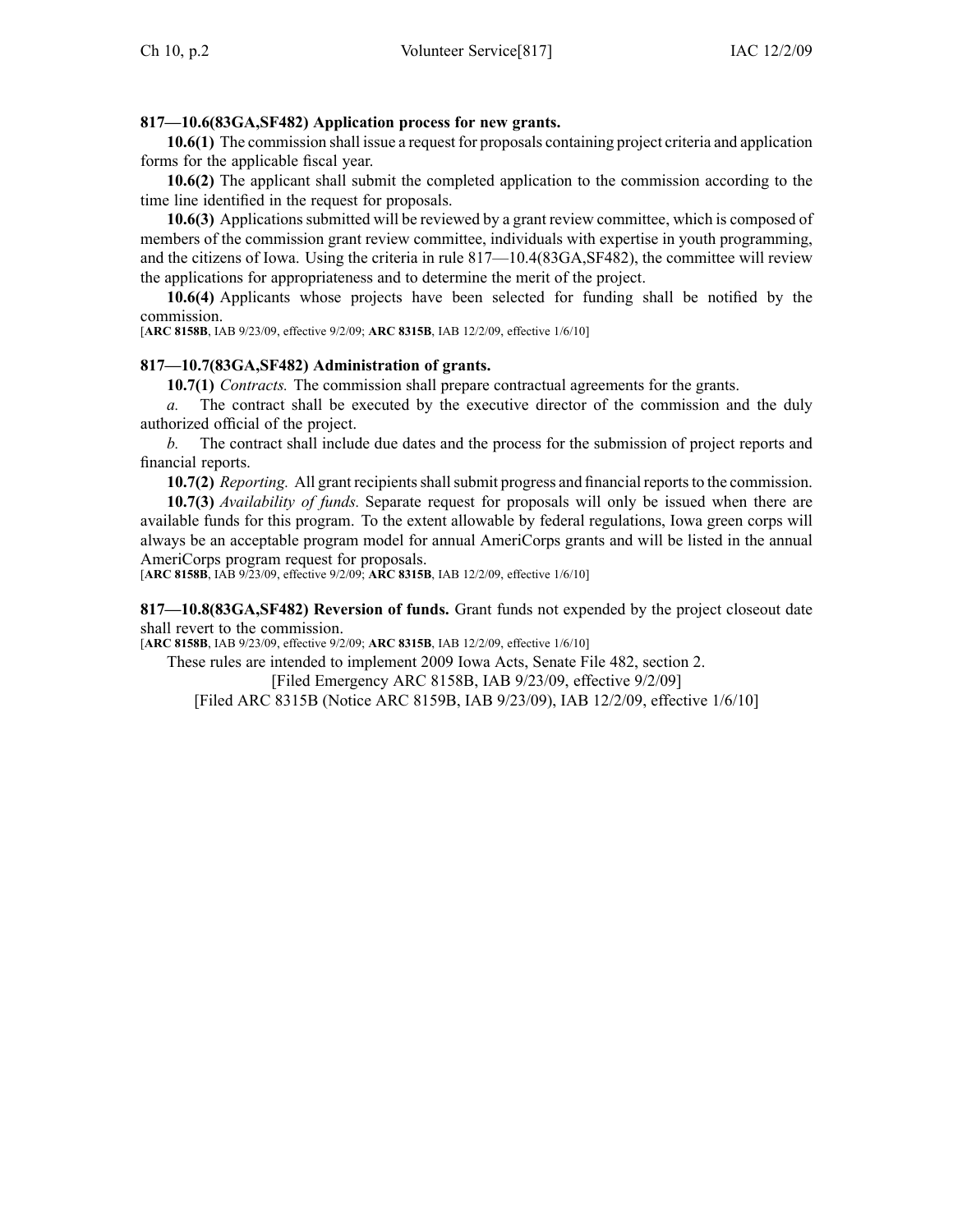**817—10.6(83GA,SF482) Application process for new grants.**

**10.6(1)** The commission shall issue a request for proposals containing project criteria and application forms for the applicable fiscal year.

**10.6(2)** The applicant shall submit the completed application to the commission according to the time line identified in the request for proposals.

**10.6(3)** Applications submitted will be reviewed by a grant review committee, which is composed of members of the commission grant review committee, individuals with expertise in youth programming, and the citizens of Iowa. Using the criteria in rule 817—10.4(83GA,SF482), the committee will review the applications for appropriateness and to determine the merit of the project.

**10.6(4)** Applicants whose projects have been selected for funding shall be notified by the commission.

[**ARC 8158B**, IAB 9/23/09, effective 9/2/09; **ARC 8315B**, IAB 12/2/09, effective 1/6/10]

**817—10.7(83GA,SF482) Administration of grants.**

**10.7(1)** *Contracts.* The commission shall prepare contractual agreements for the grants.

*a.* The contract shall be executed by the executive director of the commission and the duly authorized official of the project.

*b.* The contract shall include due dates and the process for the submission of project reports and financial reports.

**10.7(2)** *Reporting.* All grant recipients shall submit progress and financial reports to the commission.

**10.7(3)** *Availability of funds.* Separate request for proposals will only be issued when there are available funds for this program. To the extent allowable by federal regulations, Iowa green corps will always be an acceptable program model for annual AmeriCorps grants and will be listed in the annual AmeriCorps program request for proposals.

[**ARC 8158B**, IAB 9/23/09, effective 9/2/09; **ARC 8315B**, IAB 12/2/09, effective 1/6/10]

**817—10.8(83GA,SF482) Reversion of funds.** Grant funds not expended by the project closeout date shall revert to the commission.

[**ARC 8158B**, IAB 9/23/09, effective 9/2/09; **ARC 8315B**, IAB 12/2/09, effective 1/6/10]

These rules are intended to implement 2009 Iowa Acts, Senate File 482, section 2.

[Filed Emergency ARC 8158B, IAB 9/23/09, effective 9/2/09]

[Filed ARC 8315B (Notice ARC 8159B, IAB 9/23/09), IAB 12/2/09, effective 1/6/10]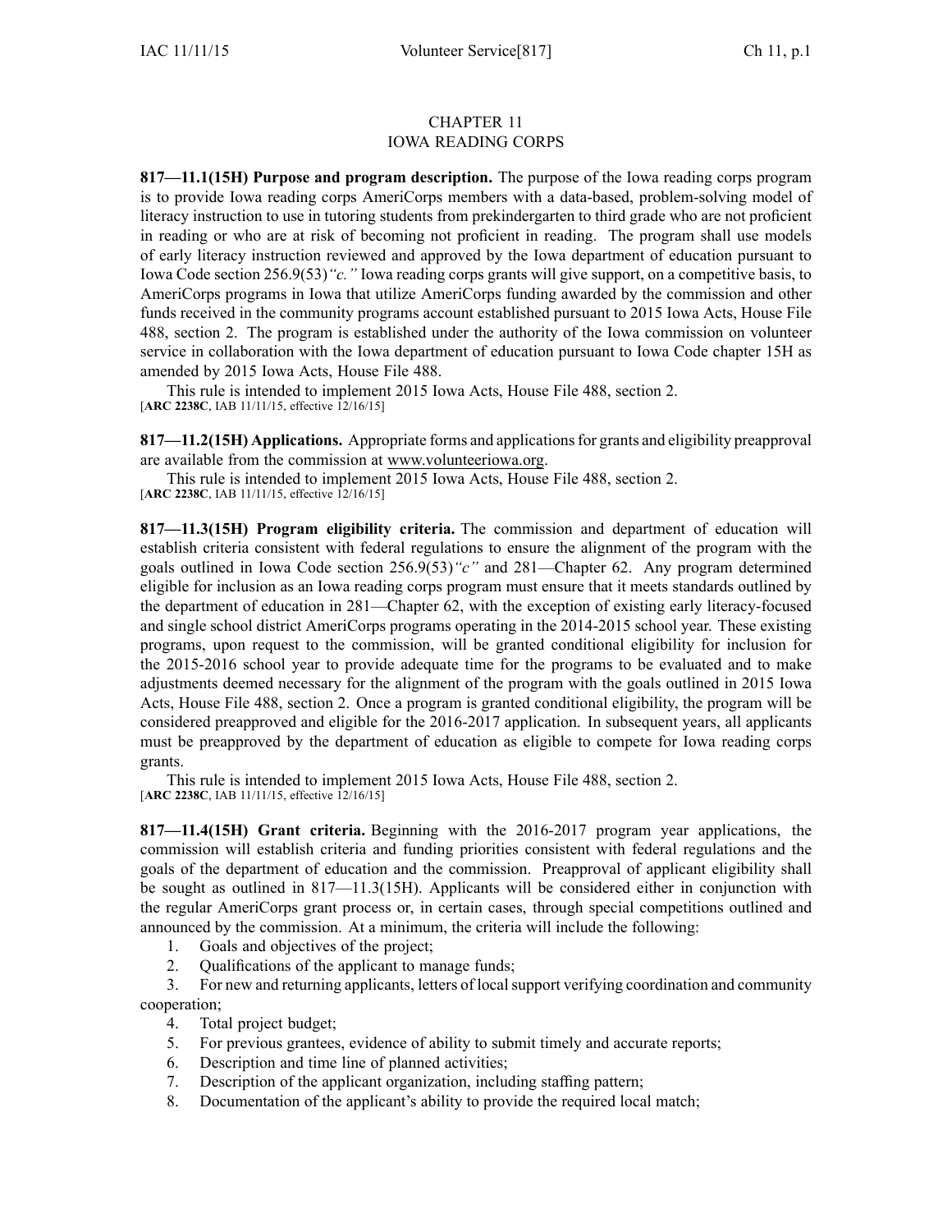# CHAPTER 11
# IOWA READING CORPS

**817—11.1(15H) Purpose and program description.** The purpose of the Iowa reading corps program is to provide Iowa reading corps AmeriCorps members with a data-based, problem-solving model of literacy instruction to use in tutoring students from prekindergarten to third grade who are not proficient in reading or who are at risk of becoming not proficient in reading. The program shall use models of early literacy instruction reviewed and approved by the Iowa department of education pursuant to Iowa Code section 256.9(53)*"c."* Iowa reading corps grants will give support, on a competitive basis, to AmeriCorps programs in Iowa that utilize AmeriCorps funding awarded by the commission and other funds received in the community programs account established pursuant to 2015 Iowa Acts, House File 488, section 2. The program is established under the authority of the Iowa commission on volunteer service in collaboration with the Iowa department of education pursuant to Iowa Code chapter 15H as amended by 2015 Iowa Acts, House File 488.

This rule is intended to implement 2015 Iowa Acts, House File 488, section 2.
[**ARC 2238C**, IAB 11/11/15, effective 12/16/15]

**817—11.2(15H) Applications.** Appropriate forms and applications for grants and eligibility preapproval are available from the commission at www.volunteeriowa.org.

This rule is intended to implement 2015 Iowa Acts, House File 488, section 2.
[**ARC 2238C**, IAB 11/11/15, effective 12/16/15]

**817—11.3(15H) Program eligibility criteria.** The commission and department of education will establish criteria consistent with federal regulations to ensure the alignment of the program with the goals outlined in Iowa Code section 256.9(53)*"c"* and 281—Chapter 62. Any program determined eligible for inclusion as an Iowa reading corps program must ensure that it meets standards outlined by the department of education in 281—Chapter 62, with the exception of existing early literacy-focused and single school district AmeriCorps programs operating in the 2014-2015 school year. These existing programs, upon request to the commission, will be granted conditional eligibility for inclusion for the 2015-2016 school year to provide adequate time for the programs to be evaluated and to make adjustments deemed necessary for the alignment of the program with the goals outlined in 2015 Iowa Acts, House File 488, section 2. Once a program is granted conditional eligibility, the program will be considered preapproved and eligible for the 2016-2017 application. In subsequent years, all applicants must be preapproved by the department of education as eligible to compete for Iowa reading corps grants.

This rule is intended to implement 2015 Iowa Acts, House File 488, section 2.
[**ARC 2238C**, IAB 11/11/15, effective 12/16/15]

**817—11.4(15H) Grant criteria.** Beginning with the 2016-2017 program year applications, the commission will establish criteria and funding priorities consistent with federal regulations and the goals of the department of education and the commission. Preapproval of applicant eligibility shall be sought as outlined in 817—11.3(15H). Applicants will be considered either in conjunction with the regular AmeriCorps grant process or, in certain cases, through special competitions outlined and announced by the commission. At a minimum, the criteria will include the following:

1. Goals and objectives of the project;
2. Qualifications of the applicant to manage funds;
3. For new and returning applicants, letters of local support verifying coordination and community cooperation;
4. Total project budget;
5. For previous grantees, evidence of ability to submit timely and accurate reports;
6. Description and time line of planned activities;
7. Description of the applicant organization, including staffing pattern;
8. Documentation of the applicant's ability to provide the required local match;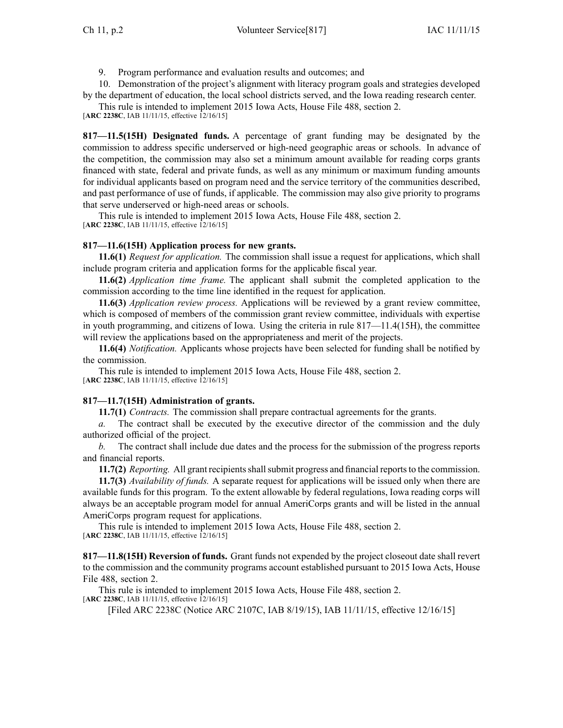9. Program performance and evaluation results and outcomes; and

10. Demonstration of the project's alignment with literacy program goals and strategies developed by the department of education, the local school districts served, and the Iowa reading research center.

This rule is intended to implement 2015 Iowa Acts, House File 488, section 2.
[**ARC 2238C**, IAB 11/11/15, effective 12/16/15]

**817—11.5(15H) Designated funds.** A percentage of grant funding may be designated by the commission to address specific underserved or high-need geographic areas or schools. In advance of the competition, the commission may also set a minimum amount available for reading corps grants financed with state, federal and private funds, as well as any minimum or maximum funding amounts for individual applicants based on program need and the service territory of the communities described, and past performance of use of funds, if applicable. The commission may also give priority to programs that serve underserved or high-need areas or schools.

This rule is intended to implement 2015 Iowa Acts, House File 488, section 2.
[**ARC 2238C**, IAB 11/11/15, effective 12/16/15]

**817—11.6(15H) Application process for new grants.**

**11.6(1)** *Request for application.* The commission shall issue a request for applications, which shall include program criteria and application forms for the applicable fiscal year.

**11.6(2)** *Application time frame.* The applicant shall submit the completed application to the commission according to the time line identified in the request for application.

**11.6(3)** *Application review process.* Applications will be reviewed by a grant review committee, which is composed of members of the commission grant review committee, individuals with expertise in youth programming, and citizens of Iowa. Using the criteria in rule 817—11.4(15H), the committee will review the applications based on the appropriateness and merit of the projects.

**11.6(4)** *Notification.* Applicants whose projects have been selected for funding shall be notified by the commission.

This rule is intended to implement 2015 Iowa Acts, House File 488, section 2.
[**ARC 2238C**, IAB 11/11/15, effective 12/16/15]

**817—11.7(15H) Administration of grants.**

**11.7(1)** *Contracts.* The commission shall prepare contractual agreements for the grants.

*a.* The contract shall be executed by the executive director of the commission and the duly authorized official of the project.

*b.* The contract shall include due dates and the process for the submission of the progress reports and financial reports.

**11.7(2)** *Reporting.* All grant recipients shall submit progress and financial reports to the commission.

**11.7(3)** *Availability of funds.* A separate request for applications will be issued only when there are available funds for this program. To the extent allowable by federal regulations, Iowa reading corps will always be an acceptable program model for annual AmeriCorps grants and will be listed in the annual AmeriCorps program request for applications.

This rule is intended to implement 2015 Iowa Acts, House File 488, section 2.
[**ARC 2238C**, IAB 11/11/15, effective 12/16/15]

**817—11.8(15H) Reversion of funds.** Grant funds not expended by the project closeout date shall revert to the commission and the community programs account established pursuant to 2015 Iowa Acts, House File 488, section 2.

This rule is intended to implement 2015 Iowa Acts, House File 488, section 2.
[**ARC 2238C**, IAB 11/11/15, effective 12/16/15]

[Filed ARC 2238C (Notice ARC 2107C, IAB 8/19/15), IAB 11/11/15, effective 12/16/15]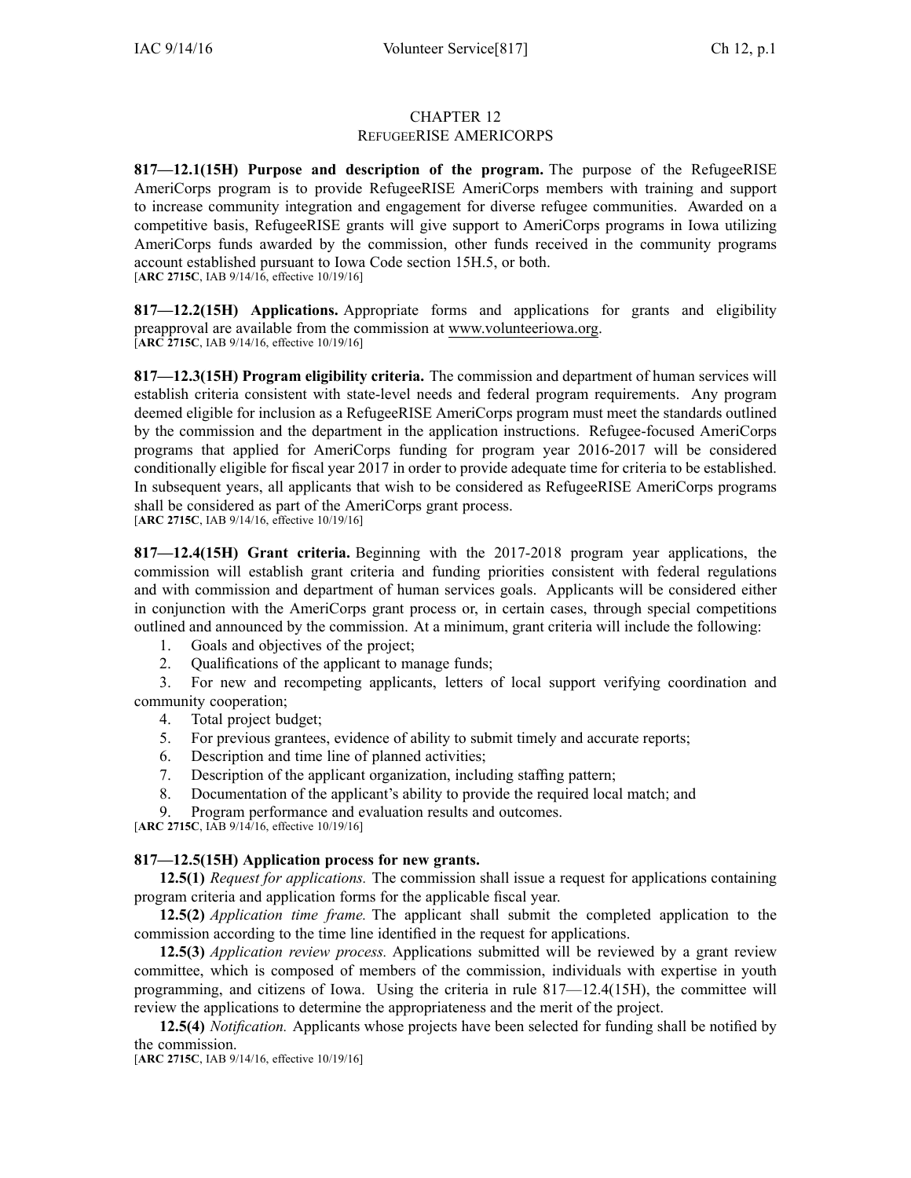# CHAPTER 12
## REFUGEERISE AMERICORPS

**817—12.1(15H) Purpose and description of the program.** The purpose of the RefugeeRISE AmeriCorps program is to provide RefugeeRISE AmeriCorps members with training and support to increase community integration and engagement for diverse refugee communities. Awarded on a competitive basis, RefugeeRISE grants will give support to AmeriCorps programs in Iowa utilizing AmeriCorps funds awarded by the commission, other funds received in the community programs account established pursuant to Iowa Code section 15H.5, or both.
[**ARC 2715C**, IAB 9/14/16, effective 10/19/16]

**817—12.2(15H) Applications.** Appropriate forms and applications for grants and eligibility preapproval are available from the commission at www.volunteeriowa.org.
[**ARC 2715C**, IAB 9/14/16, effective 10/19/16]

**817—12.3(15H) Program eligibility criteria.** The commission and department of human services will establish criteria consistent with state-level needs and federal program requirements. Any program deemed eligible for inclusion as a RefugeeRISE AmeriCorps program must meet the standards outlined by the commission and the department in the application instructions. Refugee-focused AmeriCorps programs that applied for AmeriCorps funding for program year 2016-2017 will be considered conditionally eligible for fiscal year 2017 in order to provide adequate time for criteria to be established. In subsequent years, all applicants that wish to be considered as RefugeeRISE AmeriCorps programs shall be considered as part of the AmeriCorps grant process.
[**ARC 2715C**, IAB 9/14/16, effective 10/19/16]

**817—12.4(15H) Grant criteria.** Beginning with the 2017-2018 program year applications, the commission will establish grant criteria and funding priorities consistent with federal regulations and with commission and department of human services goals. Applicants will be considered either in conjunction with the AmeriCorps grant process or, in certain cases, through special competitions outlined and announced by the commission. At a minimum, grant criteria will include the following:

1. Goals and objectives of the project;
2. Qualifications of the applicant to manage funds;
3. For new and recompeting applicants, letters of local support verifying coordination and community cooperation;
4. Total project budget;
5. For previous grantees, evidence of ability to submit timely and accurate reports;
6. Description and time line of planned activities;
7. Description of the applicant organization, including staffing pattern;
8. Documentation of the applicant's ability to provide the required local match; and
9. Program performance and evaluation results and outcomes.

[**ARC 2715C**, IAB 9/14/16, effective 10/19/16]

**817—12.5(15H) Application process for new grants.**

**12.5(1)** *Request for applications.* The commission shall issue a request for applications containing program criteria and application forms for the applicable fiscal year.

**12.5(2)** *Application time frame.* The applicant shall submit the completed application to the commission according to the time line identified in the request for applications.

**12.5(3)** *Application review process.* Applications submitted will be reviewed by a grant review committee, which is composed of members of the commission, individuals with expertise in youth programming, and citizens of Iowa. Using the criteria in rule 817—12.4(15H), the committee will review the applications to determine the appropriateness and the merit of the project.

**12.5(4)** *Notification.* Applicants whose projects have been selected for funding shall be notified by the commission.
[**ARC 2715C**, IAB 9/14/16, effective 10/19/16]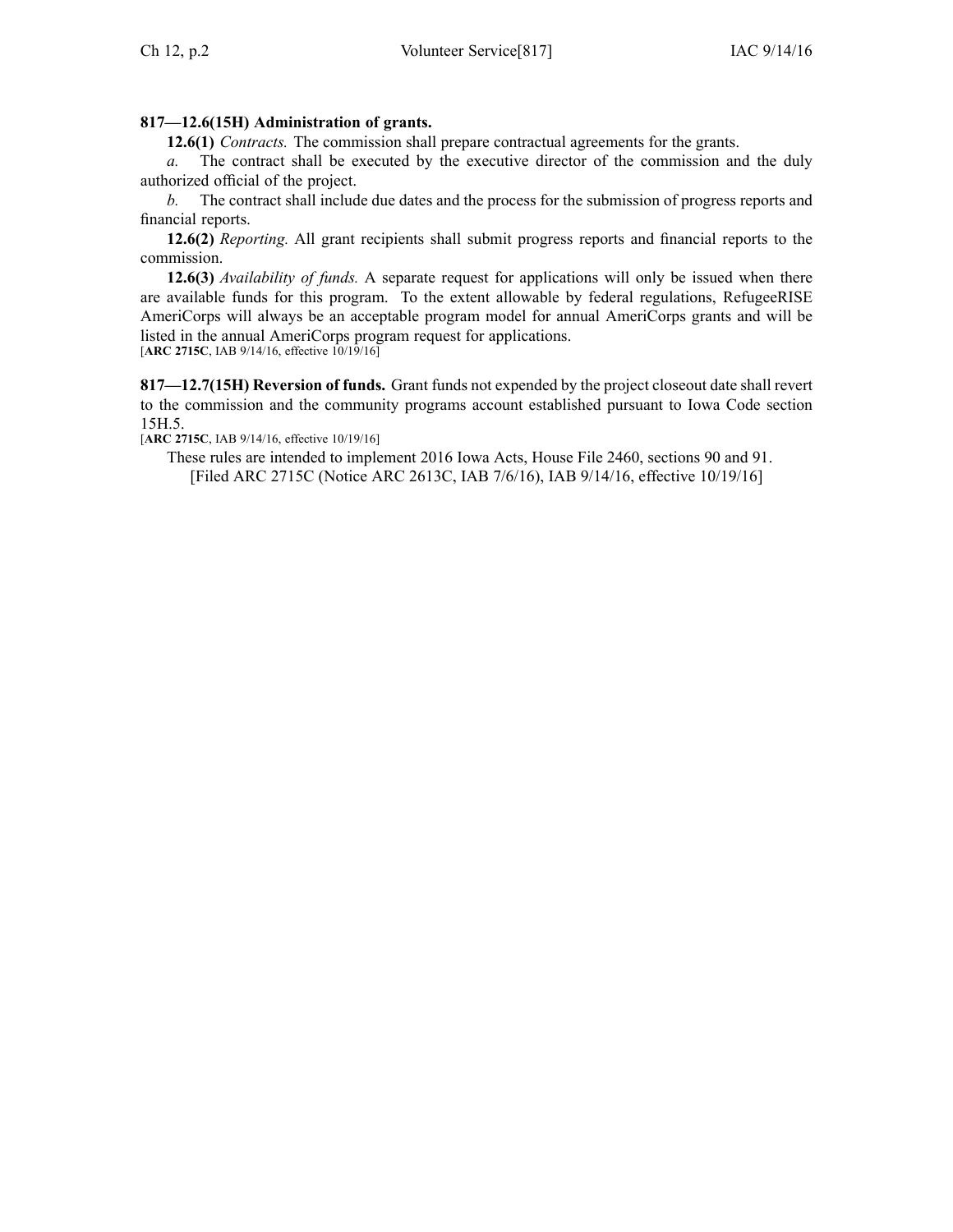**817—12.6(15H) Administration of grants.**

**12.6(1)** *Contracts.* The commission shall prepare contractual agreements for the grants.

*a.* The contract shall be executed by the executive director of the commission and the duly authorized official of the project.

*b.* The contract shall include due dates and the process for the submission of progress reports and financial reports.

**12.6(2)** *Reporting.* All grant recipients shall submit progress reports and financial reports to the commission.

**12.6(3)** *Availability of funds.* A separate request for applications will only be issued when there are available funds for this program. To the extent allowable by federal regulations, RefugeeRISE AmeriCorps will always be an acceptable program model for annual AmeriCorps grants and will be listed in the annual AmeriCorps program request for applications.
[**ARC 2715C**, IAB 9/14/16, effective 10/19/16]

**817—12.7(15H) Reversion of funds.** Grant funds not expended by the project closeout date shall revert to the commission and the community programs account established pursuant to Iowa Code section 15H.5.
[**ARC 2715C**, IAB 9/14/16, effective 10/19/16]

These rules are intended to implement 2016 Iowa Acts, House File 2460, sections 90 and 91.

[Filed ARC 2715C (Notice ARC 2613C, IAB 7/6/16), IAB 9/14/16, effective 10/19/16]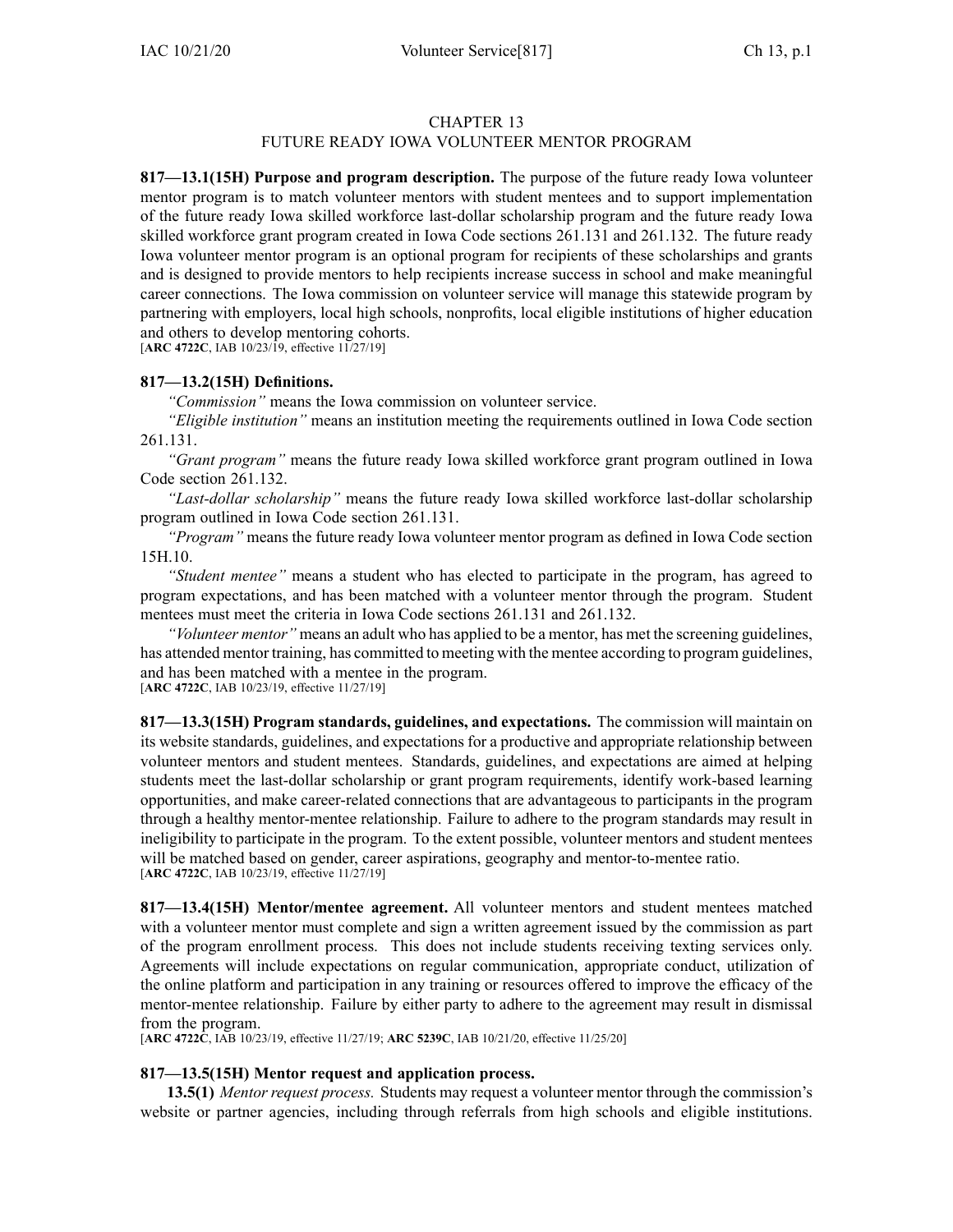# CHAPTER 13
## FUTURE READY IOWA VOLUNTEER MENTOR PROGRAM

**817—13.1(15H) Purpose and program description.** The purpose of the future ready Iowa volunteer mentor program is to match volunteer mentors with student mentees and to support implementation of the future ready Iowa skilled workforce last-dollar scholarship program and the future ready Iowa skilled workforce grant program created in Iowa Code sections 261.131 and 261.132. The future ready Iowa volunteer mentor program is an optional program for recipients of these scholarships and grants and is designed to provide mentors to help recipients increase success in school and make meaningful career connections. The Iowa commission on volunteer service will manage this statewide program by partnering with employers, local high schools, nonprofits, local eligible institutions of higher education and others to develop mentoring cohorts.
[**ARC 4722C**, IAB 10/23/19, effective 11/27/19]

**817—13.2(15H) Definitions.**

*"Commission"* means the Iowa commission on volunteer service.

*"Eligible institution"* means an institution meeting the requirements outlined in Iowa Code section 261.131.

*"Grant program"* means the future ready Iowa skilled workforce grant program outlined in Iowa Code section 261.132.

*"Last-dollar scholarship"* means the future ready Iowa skilled workforce last-dollar scholarship program outlined in Iowa Code section 261.131.

*"Program"* means the future ready Iowa volunteer mentor program as defined in Iowa Code section 15H.10.

*"Student mentee"* means a student who has elected to participate in the program, has agreed to program expectations, and has been matched with a volunteer mentor through the program. Student mentees must meet the criteria in Iowa Code sections 261.131 and 261.132.

*"Volunteer mentor"* means an adult who has applied to be a mentor, has met the screening guidelines, has attended mentor training, has committed to meeting with the mentee according to program guidelines, and has been matched with a mentee in the program.
[**ARC 4722C**, IAB 10/23/19, effective 11/27/19]

**817—13.3(15H) Program standards, guidelines, and expectations.** The commission will maintain on its website standards, guidelines, and expectations for a productive and appropriate relationship between volunteer mentors and student mentees. Standards, guidelines, and expectations are aimed at helping students meet the last-dollar scholarship or grant program requirements, identify work-based learning opportunities, and make career-related connections that are advantageous to participants in the program through a healthy mentor-mentee relationship. Failure to adhere to the program standards may result in ineligibility to participate in the program. To the extent possible, volunteer mentors and student mentees will be matched based on gender, career aspirations, geography and mentor-to-mentee ratio.
[**ARC 4722C**, IAB 10/23/19, effective 11/27/19]

**817—13.4(15H) Mentor/mentee agreement.** All volunteer mentors and student mentees matched with a volunteer mentor must complete and sign a written agreement issued by the commission as part of the program enrollment process. This does not include students receiving texting services only. Agreements will include expectations on regular communication, appropriate conduct, utilization of the online platform and participation in any training or resources offered to improve the efficacy of the mentor-mentee relationship. Failure by either party to adhere to the agreement may result in dismissal from the program.
[**ARC 4722C**, IAB 10/23/19, effective 11/27/19; **ARC 5239C**, IAB 10/21/20, effective 11/25/20]

**817—13.5(15H) Mentor request and application process.**

**13.5(1)** *Mentor request process.* Students may request a volunteer mentor through the commission's website or partner agencies, including through referrals from high schools and eligible institutions.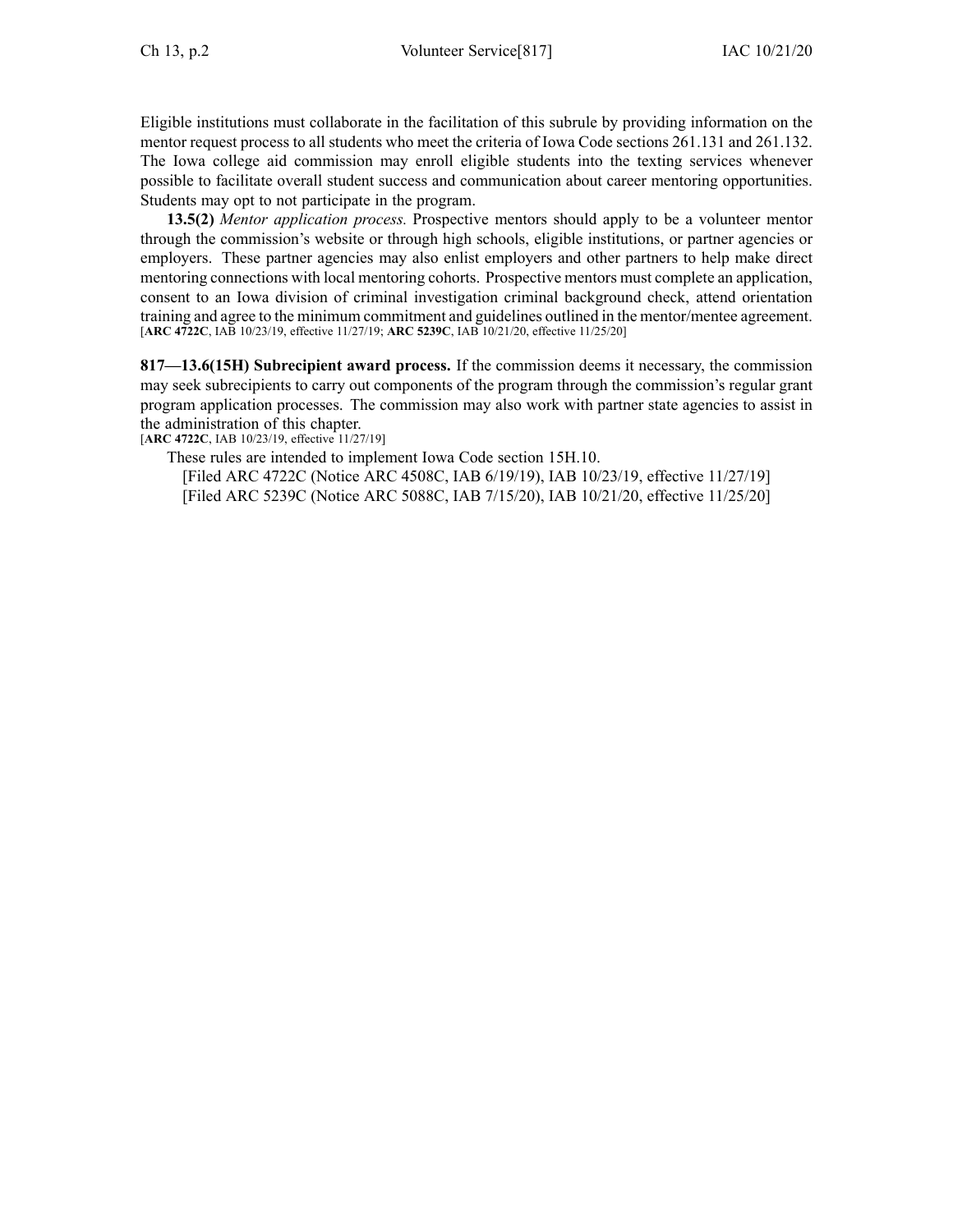Eligible institutions must collaborate in the facilitation of this subrule by providing information on the mentor request process to all students who meet the criteria of Iowa Code sections 261.131 and 261.132. The Iowa college aid commission may enroll eligible students into the texting services whenever possible to facilitate overall student success and communication about career mentoring opportunities. Students may opt to not participate in the program.

**13.5(2)** *Mentor application process.* Prospective mentors should apply to be a volunteer mentor through the commission's website or through high schools, eligible institutions, or partner agencies or employers. These partner agencies may also enlist employers and other partners to help make direct mentoring connections with local mentoring cohorts. Prospective mentors must complete an application, consent to an Iowa division of criminal investigation criminal background check, attend orientation training and agree to the minimum commitment and guidelines outlined in the mentor/mentee agreement.
[**ARC 4722C**, IAB 10/23/19, effective 11/27/19; **ARC 5239C**, IAB 10/21/20, effective 11/25/20]

**817—13.6(15H) Subrecipient award process.** If the commission deems it necessary, the commission may seek subrecipients to carry out components of the program through the commission's regular grant program application processes. The commission may also work with partner state agencies to assist in the administration of this chapter.
[**ARC 4722C**, IAB 10/23/19, effective 11/27/19]

These rules are intended to implement Iowa Code section 15H.10.

[Filed ARC 4722C (Notice ARC 4508C, IAB 6/19/19), IAB 10/23/19, effective 11/27/19]
[Filed ARC 5239C (Notice ARC 5088C, IAB 7/15/20), IAB 10/21/20, effective 11/25/20]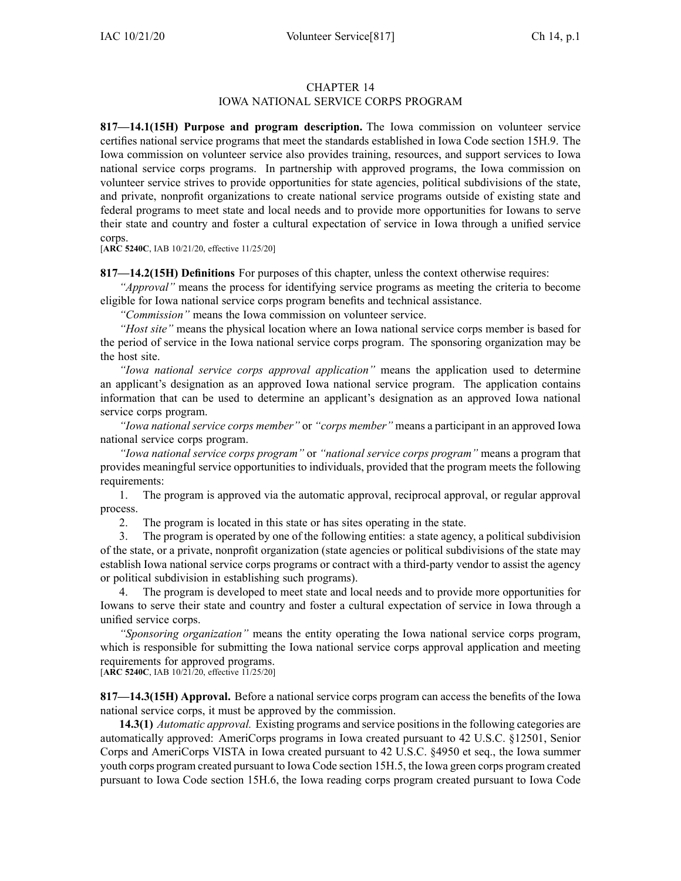CHAPTER 14
IOWA NATIONAL SERVICE CORPS PROGRAM

**817—14.1(15H) Purpose and program description.** The Iowa commission on volunteer service certifies national service programs that meet the standards established in Iowa Code section 15H.9. The Iowa commission on volunteer service also provides training, resources, and support services to Iowa national service corps programs. In partnership with approved programs, the Iowa commission on volunteer service strives to provide opportunities for state agencies, political subdivisions of the state, and private, nonprofit organizations to create national service programs outside of existing state and federal programs to meet state and local needs and to provide more opportunities for Iowans to serve their state and country and foster a cultural expectation of service in Iowa through a unified service corps.
[**ARC 5240C**, IAB 10/21/20, effective 11/25/20]

**817—14.2(15H) Definitions** For purposes of this chapter, unless the context otherwise requires:

*"Approval"* means the process for identifying service programs as meeting the criteria to become eligible for Iowa national service corps program benefits and technical assistance.

*"Commission"* means the Iowa commission on volunteer service.

*"Host site"* means the physical location where an Iowa national service corps member is based for the period of service in the Iowa national service corps program. The sponsoring organization may be the host site.

*"Iowa national service corps approval application"* means the application used to determine an applicant's designation as an approved Iowa national service program. The application contains information that can be used to determine an applicant's designation as an approved Iowa national service corps program.

*"Iowa national service corps member"* or *"corps member"* means a participant in an approved Iowa national service corps program.

*"Iowa national service corps program"* or *"national service corps program"* means a program that provides meaningful service opportunities to individuals, provided that the program meets the following requirements:

1. The program is approved via the automatic approval, reciprocal approval, or regular approval process.
2. The program is located in this state or has sites operating in the state.
3. The program is operated by one of the following entities: a state agency, a political subdivision of the state, or a private, nonprofit organization (state agencies or political subdivisions of the state may establish Iowa national service corps programs or contract with a third-party vendor to assist the agency or political subdivision in establishing such programs).
4. The program is developed to meet state and local needs and to provide more opportunities for Iowans to serve their state and country and foster a cultural expectation of service in Iowa through a unified service corps.

*"Sponsoring organization"* means the entity operating the Iowa national service corps program, which is responsible for submitting the Iowa national service corps approval application and meeting requirements for approved programs.
[**ARC 5240C**, IAB 10/21/20, effective 11/25/20]

**817—14.3(15H) Approval.** Before a national service corps program can access the benefits of the Iowa national service corps, it must be approved by the commission.

**14.3(1)** *Automatic approval.* Existing programs and service positions in the following categories are automatically approved: AmeriCorps programs in Iowa created pursuant to 42 U.S.C. §12501, Senior Corps and AmeriCorps VISTA in Iowa created pursuant to 42 U.S.C. §4950 et seq., the Iowa summer youth corps program created pursuant to Iowa Code section 15H.5, the Iowa green corps program created pursuant to Iowa Code section 15H.6, the Iowa reading corps program created pursuant to Iowa Code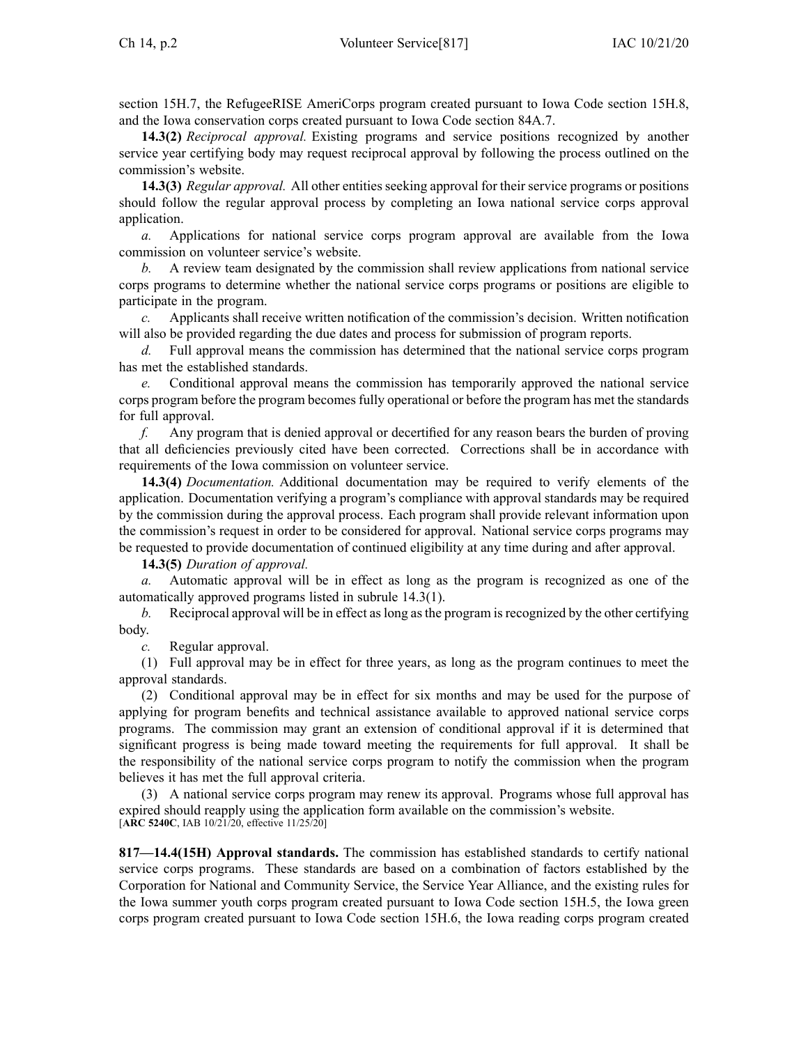section 15H.7, the RefugeeRISE AmeriCorps program created pursuant to Iowa Code section 15H.8, and the Iowa conservation corps created pursuant to Iowa Code section 84A.7.

**14.3(2)** *Reciprocal approval.* Existing programs and service positions recognized by another service year certifying body may request reciprocal approval by following the process outlined on the commission's website.

**14.3(3)** *Regular approval.* All other entities seeking approval for their service programs or positions should follow the regular approval process by completing an Iowa national service corps approval application.

*a.* Applications for national service corps program approval are available from the Iowa commission on volunteer service's website.

*b.* A review team designated by the commission shall review applications from national service corps programs to determine whether the national service corps programs or positions are eligible to participate in the program.

*c.* Applicants shall receive written notification of the commission's decision. Written notification will also be provided regarding the due dates and process for submission of program reports.

*d.* Full approval means the commission has determined that the national service corps program has met the established standards.

*e.* Conditional approval means the commission has temporarily approved the national service corps program before the program becomes fully operational or before the program has met the standards for full approval.

*f.* Any program that is denied approval or decertified for any reason bears the burden of proving that all deficiencies previously cited have been corrected. Corrections shall be in accordance with requirements of the Iowa commission on volunteer service.

**14.3(4)** *Documentation.* Additional documentation may be required to verify elements of the application. Documentation verifying a program's compliance with approval standards may be required by the commission during the approval process. Each program shall provide relevant information upon the commission's request in order to be considered for approval. National service corps programs may be requested to provide documentation of continued eligibility at any time during and after approval.

**14.3(5)** *Duration of approval.*

*a.* Automatic approval will be in effect as long as the program is recognized as one of the automatically approved programs listed in subrule 14.3(1).

*b.* Reciprocal approval will be in effect as long as the program is recognized by the other certifying body.

*c.* Regular approval.

(1) Full approval may be in effect for three years, as long as the program continues to meet the approval standards.

(2) Conditional approval may be in effect for six months and may be used for the purpose of applying for program benefits and technical assistance available to approved national service corps programs. The commission may grant an extension of conditional approval if it is determined that significant progress is being made toward meeting the requirements for full approval. It shall be the responsibility of the national service corps program to notify the commission when the program believes it has met the full approval criteria.

(3) A national service corps program may renew its approval. Programs whose full approval has expired should reapply using the application form available on the commission's website.
[**ARC 5240C**, IAB 10/21/20, effective 11/25/20]

**817—14.4(15H) Approval standards.** The commission has established standards to certify national service corps programs. These standards are based on a combination of factors established by the Corporation for National and Community Service, the Service Year Alliance, and the existing rules for the Iowa summer youth corps program created pursuant to Iowa Code section 15H.5, the Iowa green corps program created pursuant to Iowa Code section 15H.6, the Iowa reading corps program created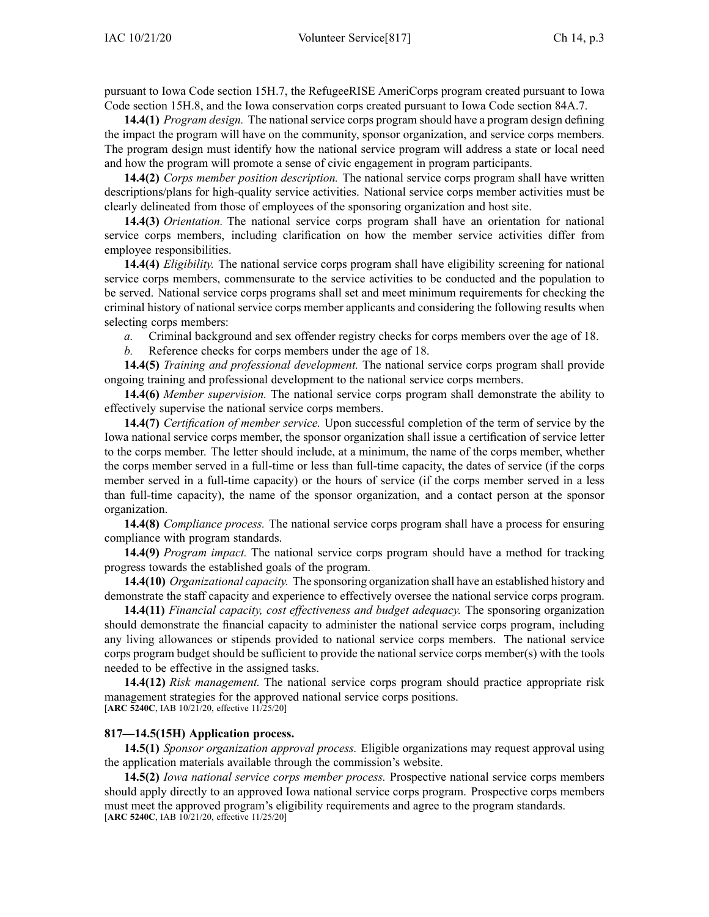pursuant to Iowa Code section 15H.7, the RefugeeRISE AmeriCorps program created pursuant to Iowa Code section 15H.8, and the Iowa conservation corps created pursuant to Iowa Code section 84A.7.

**14.4(1)** *Program design.* The national service corps program should have a program design defining the impact the program will have on the community, sponsor organization, and service corps members. The program design must identify how the national service program will address a state or local need and how the program will promote a sense of civic engagement in program participants.

**14.4(2)** *Corps member position description.* The national service corps program shall have written descriptions/plans for high-quality service activities. National service corps member activities must be clearly delineated from those of employees of the sponsoring organization and host site.

**14.4(3)** *Orientation.* The national service corps program shall have an orientation for national service corps members, including clarification on how the member service activities differ from employee responsibilities.

**14.4(4)** *Eligibility.* The national service corps program shall have eligibility screening for national service corps members, commensurate to the service activities to be conducted and the population to be served. National service corps programs shall set and meet minimum requirements for checking the criminal history of national service corps member applicants and considering the following results when selecting corps members:

*a.* Criminal background and sex offender registry checks for corps members over the age of 18.

*b.* Reference checks for corps members under the age of 18.

**14.4(5)** *Training and professional development.* The national service corps program shall provide ongoing training and professional development to the national service corps members.

**14.4(6)** *Member supervision.* The national service corps program shall demonstrate the ability to effectively supervise the national service corps members.

**14.4(7)** *Certification of member service.* Upon successful completion of the term of service by the Iowa national service corps member, the sponsor organization shall issue a certification of service letter to the corps member. The letter should include, at a minimum, the name of the corps member, whether the corps member served in a full-time or less than full-time capacity, the dates of service (if the corps member served in a full-time capacity) or the hours of service (if the corps member served in a less than full-time capacity), the name of the sponsor organization, and a contact person at the sponsor organization.

**14.4(8)** *Compliance process.* The national service corps program shall have a process for ensuring compliance with program standards.

**14.4(9)** *Program impact.* The national service corps program should have a method for tracking progress towards the established goals of the program.

**14.4(10)** *Organizational capacity.* The sponsoring organization shall have an established history and demonstrate the staff capacity and experience to effectively oversee the national service corps program.

**14.4(11)** *Financial capacity, cost effectiveness and budget adequacy.* The sponsoring organization should demonstrate the financial capacity to administer the national service corps program, including any living allowances or stipends provided to national service corps members. The national service corps program budget should be sufficient to provide the national service corps member(s) with the tools needed to be effective in the assigned tasks.

**14.4(12)** *Risk management.* The national service corps program should practice appropriate risk management strategies for the approved national service corps positions.
[**ARC 5240C**, IAB 10/21/20, effective 11/25/20]

**817—14.5(15H) Application process.**

**14.5(1)** *Sponsor organization approval process.* Eligible organizations may request approval using the application materials available through the commission's website.

**14.5(2)** *Iowa national service corps member process.* Prospective national service corps members should apply directly to an approved Iowa national service corps program. Prospective corps members must meet the approved program's eligibility requirements and agree to the program standards.
[**ARC 5240C**, IAB 10/21/20, effective 11/25/20]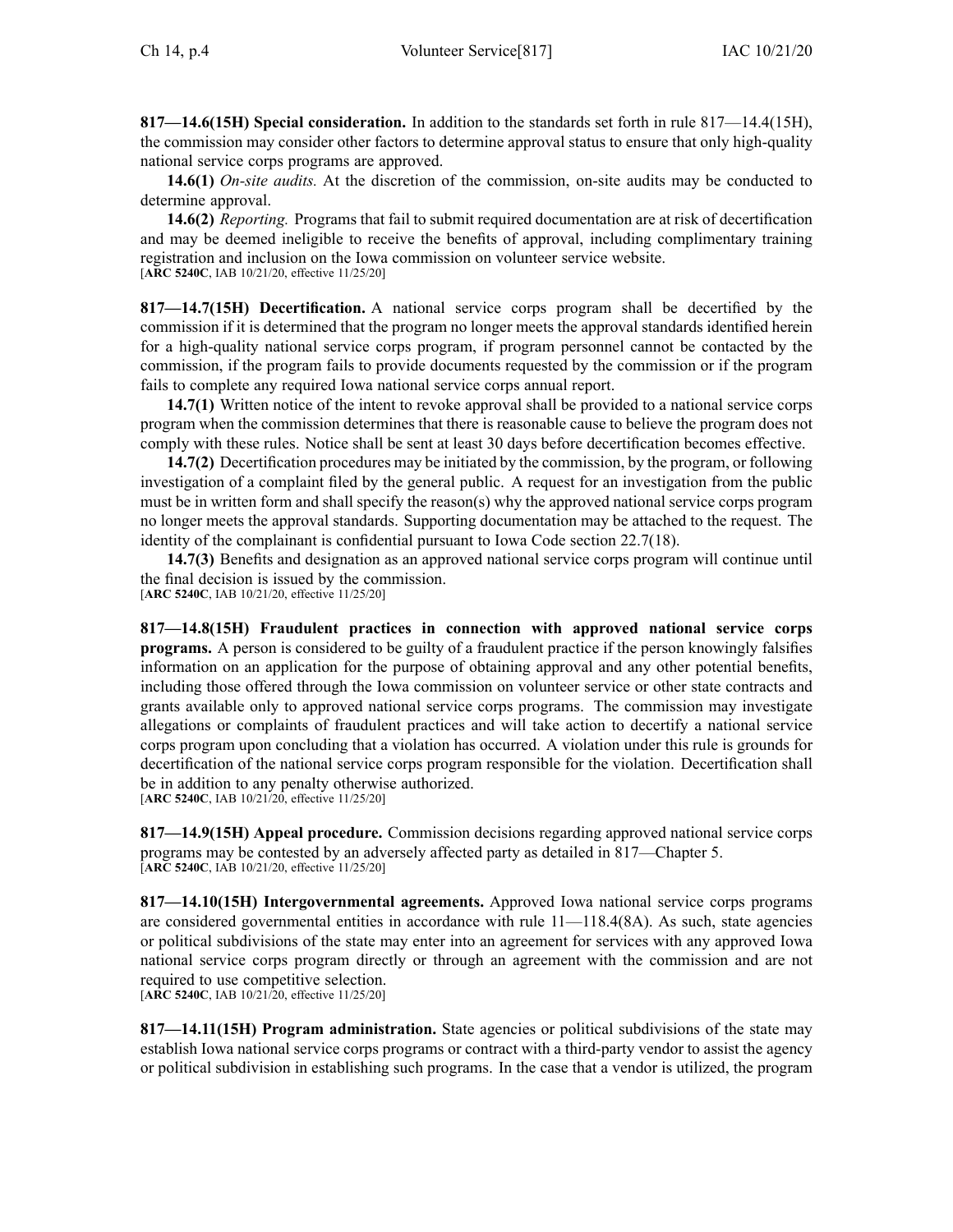**817—14.6(15H) Special consideration.** In addition to the standards set forth in rule 817—14.4(15H), the commission may consider other factors to determine approval status to ensure that only high-quality national service corps programs are approved.

**14.6(1)** *On-site audits.* At the discretion of the commission, on-site audits may be conducted to determine approval.

**14.6(2)** *Reporting.* Programs that fail to submit required documentation are at risk of decertification and may be deemed ineligible to receive the benefits of approval, including complimentary training registration and inclusion on the Iowa commission on volunteer service website.
[**ARC 5240C**, IAB 10/21/20, effective 11/25/20]

**817—14.7(15H) Decertification.** A national service corps program shall be decertified by the commission if it is determined that the program no longer meets the approval standards identified herein for a high-quality national service corps program, if program personnel cannot be contacted by the commission, if the program fails to provide documents requested by the commission or if the program fails to complete any required Iowa national service corps annual report.

**14.7(1)** Written notice of the intent to revoke approval shall be provided to a national service corps program when the commission determines that there is reasonable cause to believe the program does not comply with these rules. Notice shall be sent at least 30 days before decertification becomes effective.

**14.7(2)** Decertification procedures may be initiated by the commission, by the program, or following investigation of a complaint filed by the general public. A request for an investigation from the public must be in written form and shall specify the reason(s) why the approved national service corps program no longer meets the approval standards. Supporting documentation may be attached to the request. The identity of the complainant is confidential pursuant to Iowa Code section 22.7(18).

**14.7(3)** Benefits and designation as an approved national service corps program will continue until the final decision is issued by the commission.
[**ARC 5240C**, IAB 10/21/20, effective 11/25/20]

**817—14.8(15H) Fraudulent practices in connection with approved national service corps programs.** A person is considered to be guilty of a fraudulent practice if the person knowingly falsifies information on an application for the purpose of obtaining approval and any other potential benefits, including those offered through the Iowa commission on volunteer service or other state contracts and grants available only to approved national service corps programs. The commission may investigate allegations or complaints of fraudulent practices and will take action to decertify a national service corps program upon concluding that a violation has occurred. A violation under this rule is grounds for decertification of the national service corps program responsible for the violation. Decertification shall be in addition to any penalty otherwise authorized.
[**ARC 5240C**, IAB 10/21/20, effective 11/25/20]

**817—14.9(15H) Appeal procedure.** Commission decisions regarding approved national service corps programs may be contested by an adversely affected party as detailed in 817—Chapter 5.
[**ARC 5240C**, IAB 10/21/20, effective 11/25/20]

**817—14.10(15H) Intergovernmental agreements.** Approved Iowa national service corps programs are considered governmental entities in accordance with rule 11—118.4(8A). As such, state agencies or political subdivisions of the state may enter into an agreement for services with any approved Iowa national service corps program directly or through an agreement with the commission and are not required to use competitive selection.
[**ARC 5240C**, IAB 10/21/20, effective 11/25/20]

**817—14.11(15H) Program administration.** State agencies or political subdivisions of the state may establish Iowa national service corps programs or contract with a third-party vendor to assist the agency or political subdivision in establishing such programs. In the case that a vendor is utilized, the program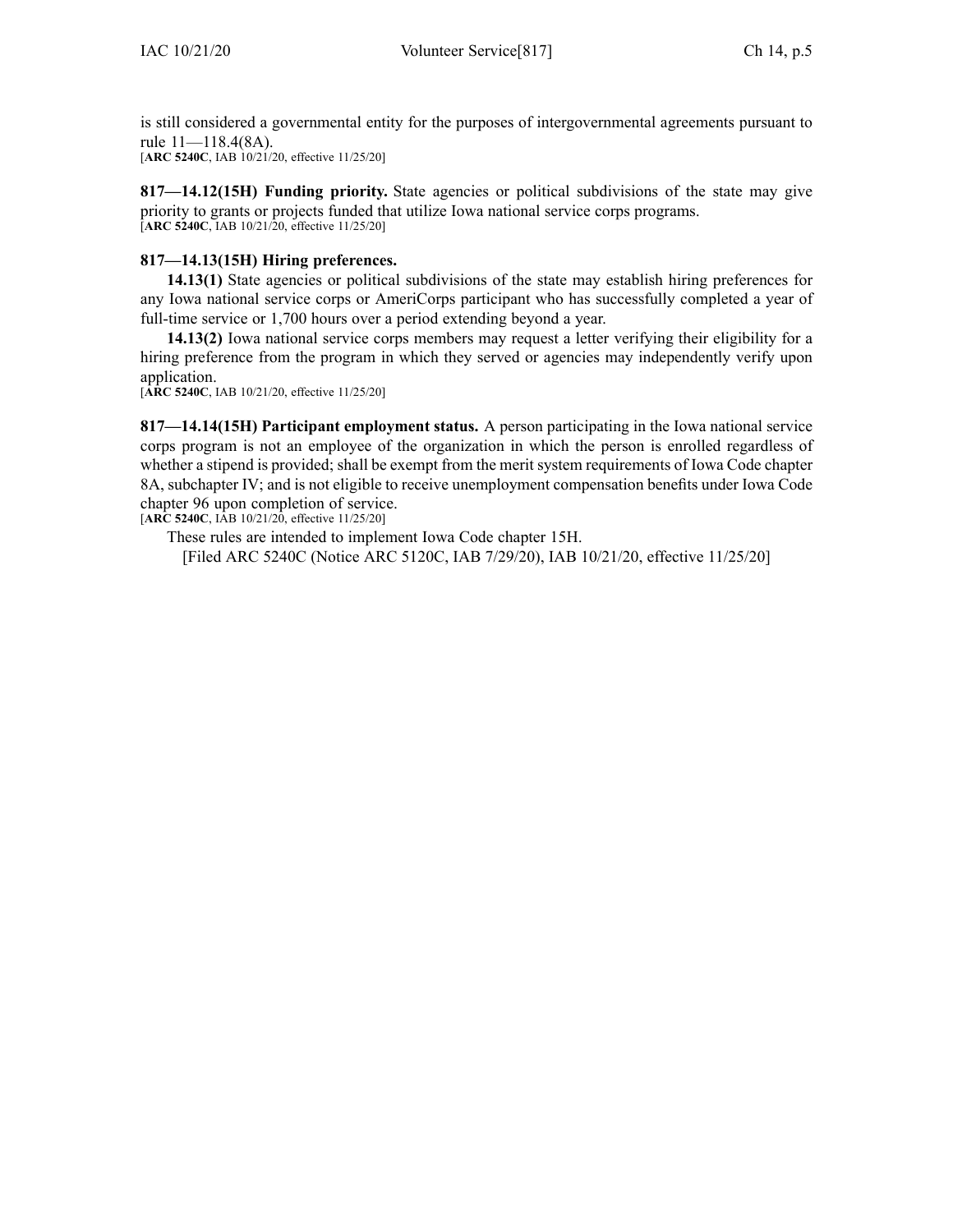is still considered a governmental entity for the purposes of intergovernmental agreements pursuant to rule 11—118.4(8A).
[**ARC 5240C**, IAB 10/21/20, effective 11/25/20]

**817—14.12(15H) Funding priority.** State agencies or political subdivisions of the state may give priority to grants or projects funded that utilize Iowa national service corps programs.
[**ARC 5240C**, IAB 10/21/20, effective 11/25/20]

**817—14.13(15H) Hiring preferences.**

**14.13(1)** State agencies or political subdivisions of the state may establish hiring preferences for any Iowa national service corps or AmeriCorps participant who has successfully completed a year of full-time service or 1,700 hours over a period extending beyond a year.

**14.13(2)** Iowa national service corps members may request a letter verifying their eligibility for a hiring preference from the program in which they served or agencies may independently verify upon application.
[**ARC 5240C**, IAB 10/21/20, effective 11/25/20]

**817—14.14(15H) Participant employment status.** A person participating in the Iowa national service corps program is not an employee of the organization in which the person is enrolled regardless of whether a stipend is provided; shall be exempt from the merit system requirements of Iowa Code chapter 8A, subchapter IV; and is not eligible to receive unemployment compensation benefits under Iowa Code chapter 96 upon completion of service.
[**ARC 5240C**, IAB 10/21/20, effective 11/25/20]

These rules are intended to implement Iowa Code chapter 15H.

[Filed ARC 5240C (Notice ARC 5120C, IAB 7/29/20), IAB 10/21/20, effective 11/25/20]